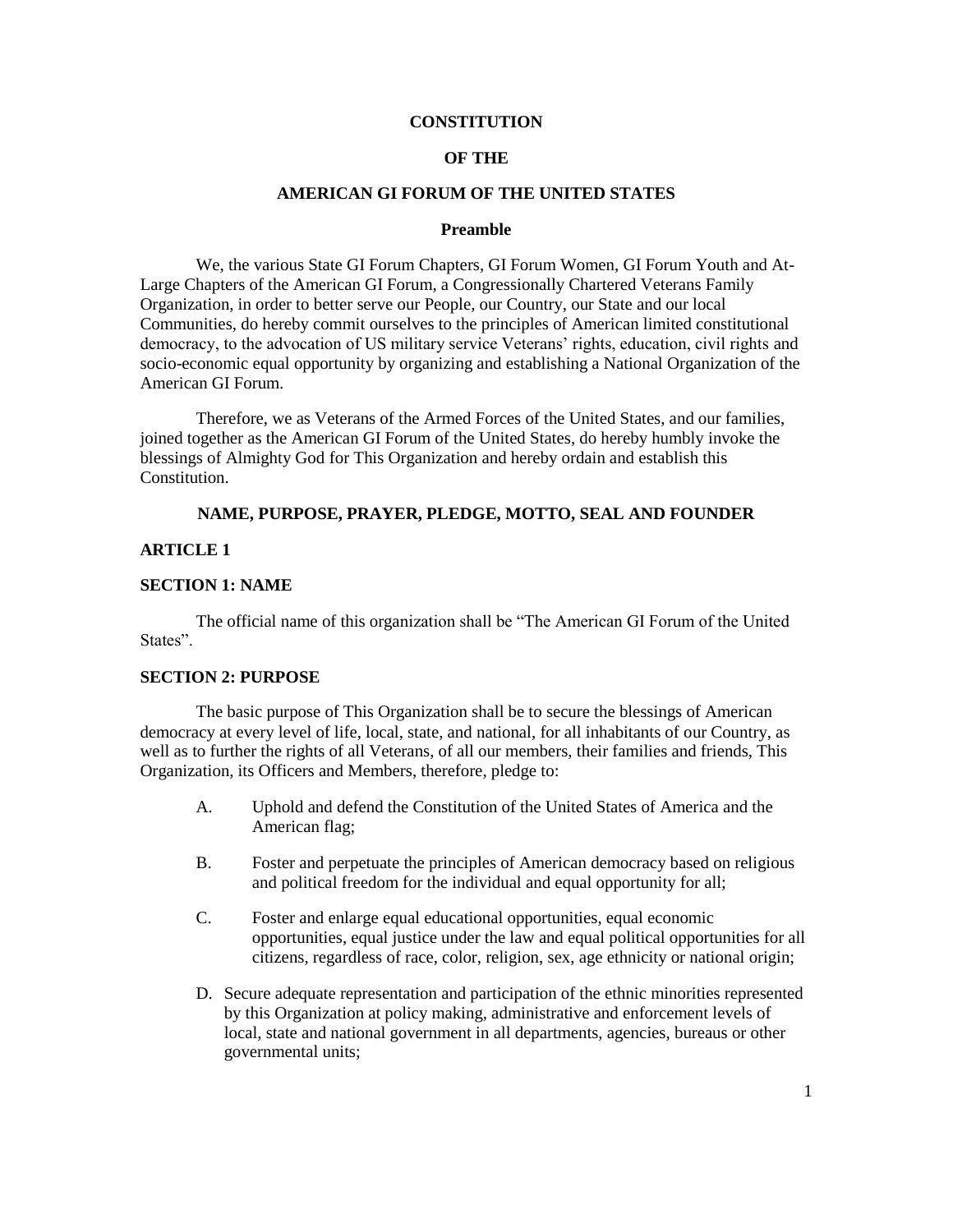# CONSTITUTION

# OF THE

# AMERICAN GI FORUM OF THE UNITED STATES

## Preamble

We, the various State GI Forum Chapters, GI Forum Women, GI Forum Youth and At-Large Chapters of the American GI Forum, a Congressionally Chartered Veterans Family Organization, in order to better serve our People, our Country, our State and our local Communities, do hereby commit ourselves to the principles of American limited constitutional democracy, to the advocation of US military service Veterans' rights, education, civil rights and socio-economic equal opportunity by organizing and establishing a National Organization of the American GI Forum.

Therefore, we as Veterans of the Armed Forces of the United States, and our families, joined together as the American GI Forum of the United States, do hereby humbly invoke the blessings of Almighty God for This Organization and hereby ordain and establish this Constitution.

## NAME, PURPOSE, PRAYER, PLEDGE, MOTTO, SEAL AND FOUNDER

### ARTICLE 1

#### SECTION 1: NAME

The official name of this organization shall be "The American GI Forum of the United States".

#### SECTION 2: PURPOSE

The basic purpose of This Organization shall be to secure the blessings of American democracy at every level of life, local, state, and national, for all inhabitants of our Country, as well as to further the rights of all Veterans, of all our members, their families and friends, This Organization, its Officers and Members, therefore, pledge to:

A. Uphold and defend the Constitution of the United States of America and the American flag;

B. Foster and perpetuate the principles of American democracy based on religious and political freedom for the individual and equal opportunity for all;

C. Foster and enlarge equal educational opportunities, equal economic opportunities, equal justice under the law and equal political opportunities for all citizens, regardless of race, color, religion, sex, age ethnicity or national origin;

D. Secure adequate representation and participation of the ethnic minorities represented by this Organization at policy making, administrative and enforcement levels of local, state and national government in all departments, agencies, bureaus or other governmental units;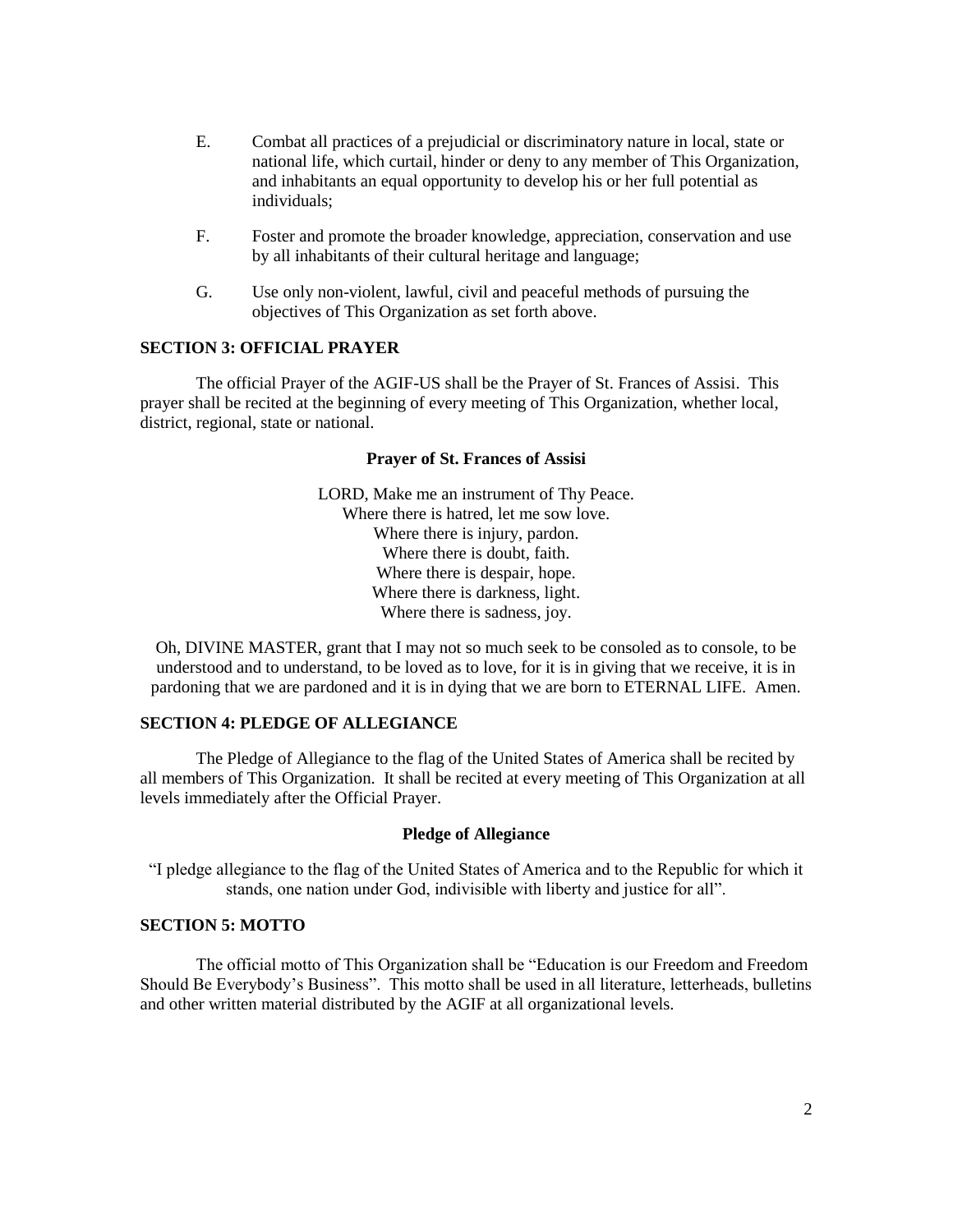E. Combat all practices of a prejudicial or discriminatory nature in local, state or national life, which curtail, hinder or deny to any member of This Organization, and inhabitants an equal opportunity to develop his or her full potential as individuals;

F. Foster and promote the broader knowledge, appreciation, conservation and use by all inhabitants of their cultural heritage and language;

G. Use only non-violent, lawful, civil and peaceful methods of pursuing the objectives of This Organization as set forth above.

### SECTION 3: OFFICIAL PRAYER

The official Prayer of the AGIF-US shall be the Prayer of St. Frances of Assisi. This prayer shall be recited at the beginning of every meeting of This Organization, whether local, district, regional, state or national.

**Prayer of St. Frances of Assisi**

LORD, Make me an instrument of Thy Peace.
Where there is hatred, let me sow love.
Where there is injury, pardon.
Where there is doubt, faith.
Where there is despair, hope.
Where there is darkness, light.
Where there is sadness, joy.

Oh, DIVINE MASTER, grant that I may not so much seek to be consoled as to console, to be understood and to understand, to be loved as to love, for it is in giving that we receive, it is in pardoning that we are pardoned and it is in dying that we are born to ETERNAL LIFE. Amen.

### SECTION 4: PLEDGE OF ALLEGIANCE

The Pledge of Allegiance to the flag of the United States of America shall be recited by all members of This Organization. It shall be recited at every meeting of This Organization at all levels immediately after the Official Prayer.

**Pledge of Allegiance**

"I pledge allegiance to the flag of the United States of America and to the Republic for which it stands, one nation under God, indivisible with liberty and justice for all".

### SECTION 5: MOTTO

The official motto of This Organization shall be "Education is our Freedom and Freedom Should Be Everybody's Business". This motto shall be used in all literature, letterheads, bulletins and other written material distributed by the AGIF at all organizational levels.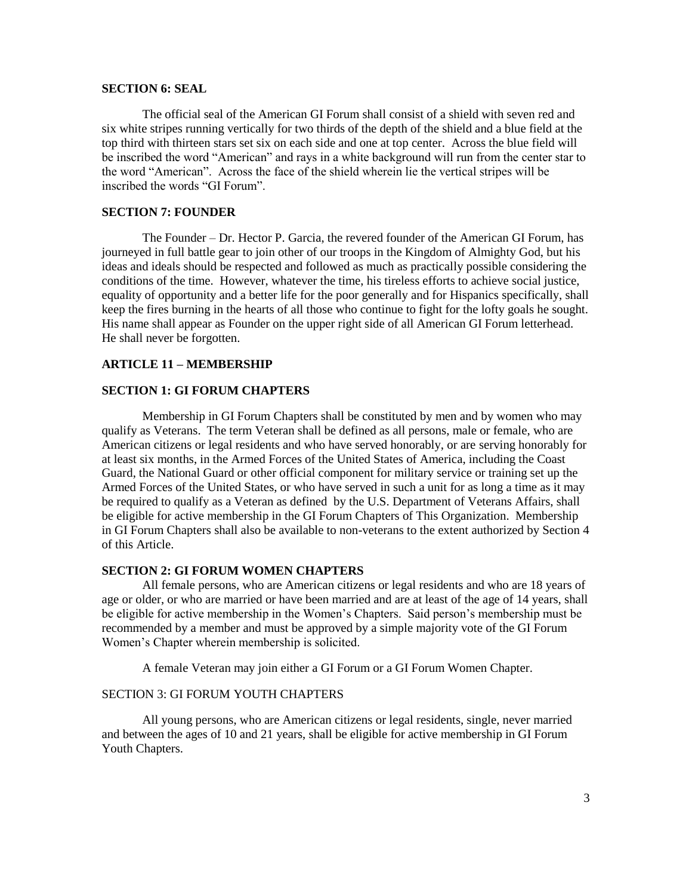### SECTION 6: SEAL

The official seal of the American GI Forum shall consist of a shield with seven red and six white stripes running vertically for two thirds of the depth of the shield and a blue field at the top third with thirteen stars set six on each side and one at top center. Across the blue field will be inscribed the word "American" and rays in a white background will run from the center star to the word "American". Across the face of the shield wherein lie the vertical stripes will be inscribed the words "GI Forum".

### SECTION 7: FOUNDER

The Founder – Dr. Hector P. Garcia, the revered founder of the American GI Forum, has journeyed in full battle gear to join other of our troops in the Kingdom of Almighty God, but his ideas and ideals should be respected and followed as much as practically possible considering the conditions of the time. However, whatever the time, his tireless efforts to achieve social justice, equality of opportunity and a better life for the poor generally and for Hispanics specifically, shall keep the fires burning in the hearts of all those who continue to fight for the lofty goals he sought. His name shall appear as Founder on the upper right side of all American GI Forum letterhead. He shall never be forgotten.

## ARTICLE 11 – MEMBERSHIP

### SECTION 1: GI FORUM CHAPTERS

Membership in GI Forum Chapters shall be constituted by men and by women who may qualify as Veterans. The term Veteran shall be defined as all persons, male or female, who are American citizens or legal residents and who have served honorably, or are serving honorably for at least six months, in the Armed Forces of the United States of America, including the Coast Guard, the National Guard or other official component for military service or training set up the Armed Forces of the United States, or who have served in such a unit for as long a time as it may be required to qualify as a Veteran as defined by the U.S. Department of Veterans Affairs, shall be eligible for active membership in the GI Forum Chapters of This Organization. Membership in GI Forum Chapters shall also be available to non-veterans to the extent authorized by Section 4 of this Article.

### SECTION 2: GI FORUM WOMEN CHAPTERS

All female persons, who are American citizens or legal residents and who are 18 years of age or older, or who are married or have been married and are at least of the age of 14 years, shall be eligible for active membership in the Women's Chapters. Said person's membership must be recommended by a member and must be approved by a simple majority vote of the GI Forum Women's Chapter wherein membership is solicited.

A female Veteran may join either a GI Forum or a GI Forum Women Chapter.

### SECTION 3: GI FORUM YOUTH CHAPTERS

All young persons, who are American citizens or legal residents, single, never married and between the ages of 10 and 21 years, shall be eligible for active membership in GI Forum Youth Chapters.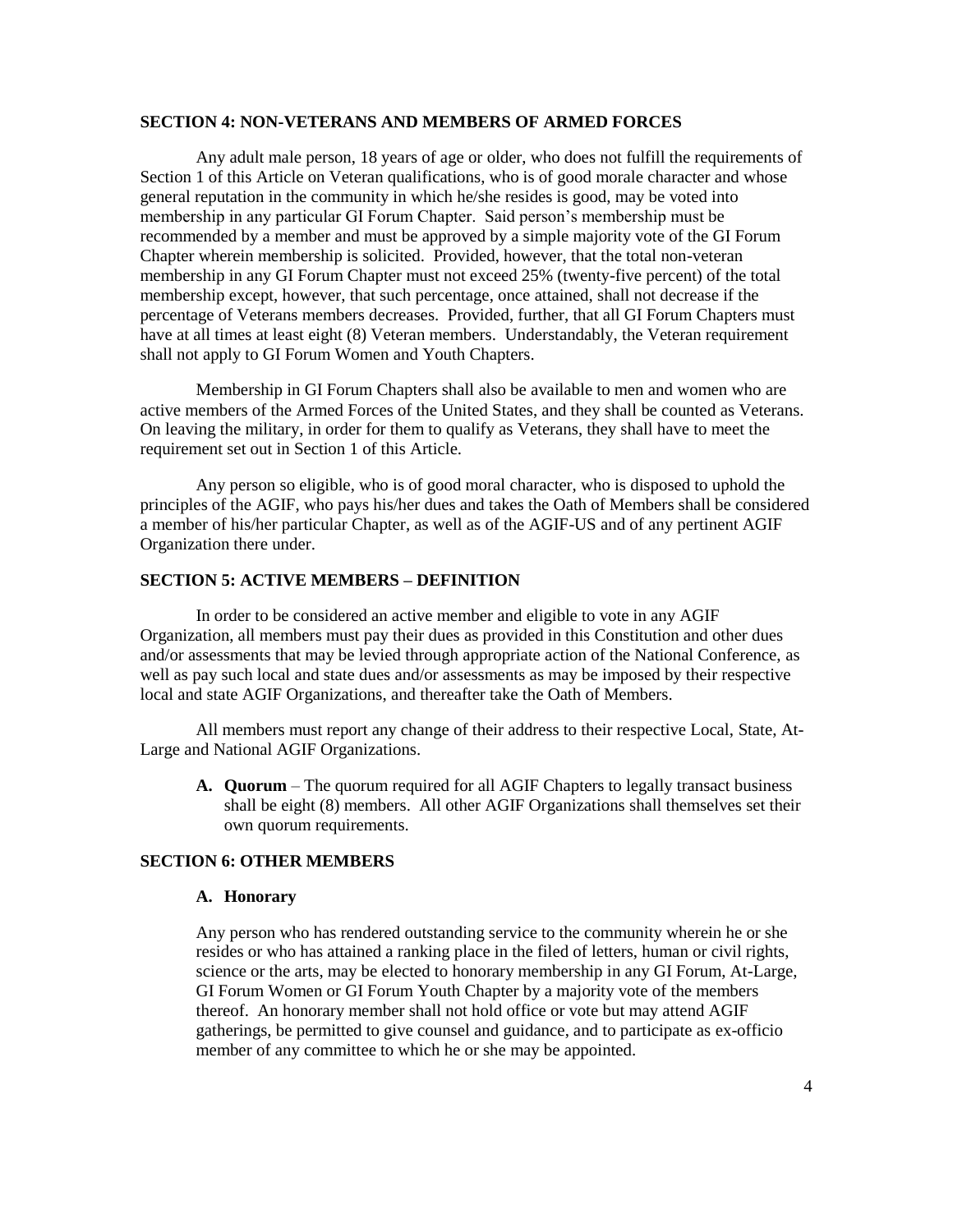### SECTION 4: NON-VETERANS AND MEMBERS OF ARMED FORCES

Any adult male person, 18 years of age or older, who does not fulfill the requirements of Section 1 of this Article on Veteran qualifications, who is of good morale character and whose general reputation in the community in which he/she resides is good, may be voted into membership in any particular GI Forum Chapter. Said person's membership must be recommended by a member and must be approved by a simple majority vote of the GI Forum Chapter wherein membership is solicited. Provided, however, that the total non-veteran membership in any GI Forum Chapter must not exceed 25% (twenty-five percent) of the total membership except, however, that such percentage, once attained, shall not decrease if the percentage of Veterans members decreases. Provided, further, that all GI Forum Chapters must have at all times at least eight (8) Veteran members. Understandably, the Veteran requirement shall not apply to GI Forum Women and Youth Chapters.

Membership in GI Forum Chapters shall also be available to men and women who are active members of the Armed Forces of the United States, and they shall be counted as Veterans. On leaving the military, in order for them to qualify as Veterans, they shall have to meet the requirement set out in Section 1 of this Article.

Any person so eligible, who is of good moral character, who is disposed to uphold the principles of the AGIF, who pays his/her dues and takes the Oath of Members shall be considered a member of his/her particular Chapter, as well as of the AGIF-US and of any pertinent AGIF Organization there under.

### SECTION 5: ACTIVE MEMBERS – DEFINITION

In order to be considered an active member and eligible to vote in any AGIF Organization, all members must pay their dues as provided in this Constitution and other dues and/or assessments that may be levied through appropriate action of the National Conference, as well as pay such local and state dues and/or assessments as may be imposed by their respective local and state AGIF Organizations, and thereafter take the Oath of Members.

All members must report any change of their address to their respective Local, State, At-Large and National AGIF Organizations.

A. **Quorum** – The quorum required for all AGIF Chapters to legally transact business shall be eight (8) members. All other AGIF Organizations shall themselves set their own quorum requirements.

### SECTION 6: OTHER MEMBERS

#### A. Honorary

Any person who has rendered outstanding service to the community wherein he or she resides or who has attained a ranking place in the filed of letters, human or civil rights, science or the arts, may be elected to honorary membership in any GI Forum, At-Large, GI Forum Women or GI Forum Youth Chapter by a majority vote of the members thereof. An honorary member shall not hold office or vote but may attend AGIF gatherings, be permitted to give counsel and guidance, and to participate as ex-officio member of any committee to which he or she may be appointed.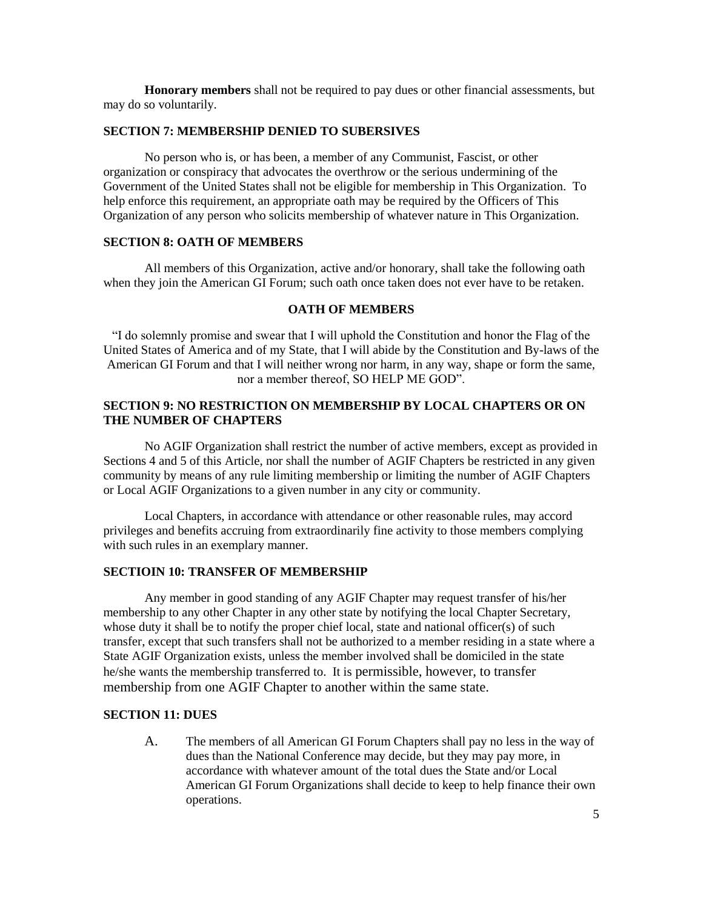**Honorary members** shall not be required to pay dues or other financial assessments, but may do so voluntarily.

### SECTION 7: MEMBERSHIP DENIED TO SUBERSIVES

No person who is, or has been, a member of any Communist, Fascist, or other organization or conspiracy that advocates the overthrow or the serious undermining of the Government of the United States shall not be eligible for membership in This Organization. To help enforce this requirement, an appropriate oath may be required by the Officers of This Organization of any person who solicits membership of whatever nature in This Organization.

### SECTION 8: OATH OF MEMBERS

All members of this Organization, active and/or honorary, shall take the following oath when they join the American GI Forum; such oath once taken does not ever have to be retaken.

**OATH OF MEMBERS**

"I do solemnly promise and swear that I will uphold the Constitution and honor the Flag of the United States of America and of my State, that I will abide by the Constitution and By-laws of the American GI Forum and that I will neither wrong nor harm, in any way, shape or form the same, nor a member thereof, SO HELP ME GOD".

### SECTION 9: NO RESTRICTION ON MEMBERSHIP BY LOCAL CHAPTERS OR ON THE NUMBER OF CHAPTERS

No AGIF Organization shall restrict the number of active members, except as provided in Sections 4 and 5 of this Article, nor shall the number of AGIF Chapters be restricted in any given community by means of any rule limiting membership or limiting the number of AGIF Chapters or Local AGIF Organizations to a given number in any city or community.

Local Chapters, in accordance with attendance or other reasonable rules, may accord privileges and benefits accruing from extraordinarily fine activity to those members complying with such rules in an exemplary manner.

### SECTIOIN 10: TRANSFER OF MEMBERSHIP

Any member in good standing of any AGIF Chapter may request transfer of his/her membership to any other Chapter in any other state by notifying the local Chapter Secretary, whose duty it shall be to notify the proper chief local, state and national officer(s) of such transfer, except that such transfers shall not be authorized to a member residing in a state where a State AGIF Organization exists, unless the member involved shall be domiciled in the state he/she wants the membership transferred to. It is permissible, however, to transfer membership from one AGIF Chapter to another within the same state.

### SECTION 11: DUES

A. The members of all American GI Forum Chapters shall pay no less in the way of dues than the National Conference may decide, but they may pay more, in accordance with whatever amount of the total dues the State and/or Local American GI Forum Organizations shall decide to keep to help finance their own operations.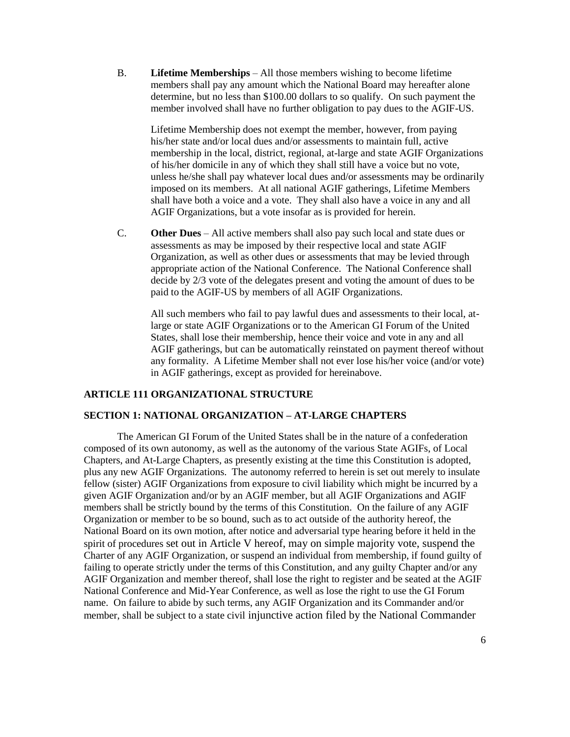B. **Lifetime Memberships** – All those members wishing to become lifetime members shall pay any amount which the National Board may hereafter alone determine, but no less than $100.00 dollars to so qualify. On such payment the member involved shall have no further obligation to pay dues to the AGIF-US.

Lifetime Membership does not exempt the member, however, from paying his/her state and/or local dues and/or assessments to maintain full, active membership in the local, district, regional, at-large and state AGIF Organizations of his/her domicile in any of which they shall still have a voice but no vote, unless he/she shall pay whatever local dues and/or assessments may be ordinarily imposed on its members. At all national AGIF gatherings, Lifetime Members shall have both a voice and a vote. They shall also have a voice in any and all AGIF Organizations, but a vote insofar as is provided for herein.

C. **Other Dues** – All active members shall also pay such local and state dues or assessments as may be imposed by their respective local and state AGIF Organization, as well as other dues or assessments that may be levied through appropriate action of the National Conference. The National Conference shall decide by 2/3 vote of the delegates present and voting the amount of dues to be paid to the AGIF-US by members of all AGIF Organizations.

All such members who fail to pay lawful dues and assessments to their local, at-large or state AGIF Organizations or to the American GI Forum of the United States, shall lose their membership, hence their voice and vote in any and all AGIF gatherings, but can be automatically reinstated on payment thereof without any formality. A Lifetime Member shall not ever lose his/her voice (and/or vote) in AGIF gatherings, except as provided for hereinabove.

## ARTICLE 111 ORGANIZATIONAL STRUCTURE

### SECTION 1: NATIONAL ORGANIZATION – AT-LARGE CHAPTERS

The American GI Forum of the United States shall be in the nature of a confederation composed of its own autonomy, as well as the autonomy of the various State AGIFs, of Local Chapters, and At-Large Chapters, as presently existing at the time this Constitution is adopted, plus any new AGIF Organizations. The autonomy referred to herein is set out merely to insulate fellow (sister) AGIF Organizations from exposure to civil liability which might be incurred by a given AGIF Organization and/or by an AGIF member, but all AGIF Organizations and AGIF members shall be strictly bound by the terms of this Constitution. On the failure of any AGIF Organization or member to be so bound, such as to act outside of the authority hereof, the National Board on its own motion, after notice and adversarial type hearing before it held in the spirit of procedures set out in Article V hereof, may on simple majority vote, suspend the Charter of any AGIF Organization, or suspend an individual from membership, if found guilty of failing to operate strictly under the terms of this Constitution, and any guilty Chapter and/or any AGIF Organization and member thereof, shall lose the right to register and be seated at the AGIF National Conference and Mid-Year Conference, as well as lose the right to use the GI Forum name. On failure to abide by such terms, any AGIF Organization and its Commander and/or member, shall be subject to a state civil injunctive action filed by the National Commander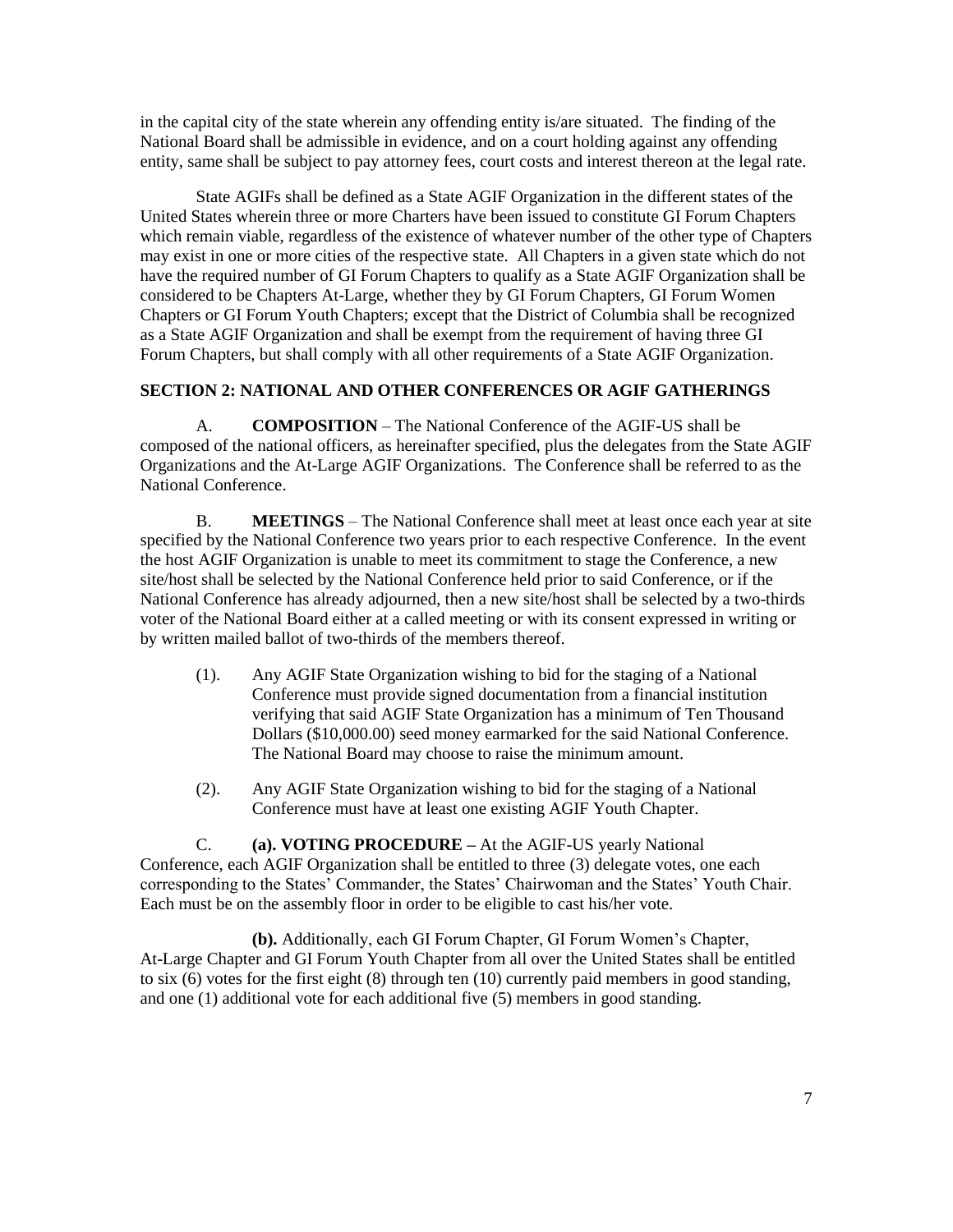in the capital city of the state wherein any offending entity is/are situated. The finding of the National Board shall be admissible in evidence, and on a court holding against any offending entity, same shall be subject to pay attorney fees, court costs and interest thereon at the legal rate.

State AGIFs shall be defined as a State AGIF Organization in the different states of the United States wherein three or more Charters have been issued to constitute GI Forum Chapters which remain viable, regardless of the existence of whatever number of the other type of Chapters may exist in one or more cities of the respective state. All Chapters in a given state which do not have the required number of GI Forum Chapters to qualify as a State AGIF Organization shall be considered to be Chapters At-Large, whether they by GI Forum Chapters, GI Forum Women Chapters or GI Forum Youth Chapters; except that the District of Columbia shall be recognized as a State AGIF Organization and shall be exempt from the requirement of having three GI Forum Chapters, but shall comply with all other requirements of a State AGIF Organization.

### SECTION 2: NATIONAL AND OTHER CONFERENCES OR AGIF GATHERINGS

A. **COMPOSITION** – The National Conference of the AGIF-US shall be composed of the national officers, as hereinafter specified, plus the delegates from the State AGIF Organizations and the At-Large AGIF Organizations. The Conference shall be referred to as the National Conference.

B. **MEETINGS** – The National Conference shall meet at least once each year at site specified by the National Conference two years prior to each respective Conference. In the event the host AGIF Organization is unable to meet its commitment to stage the Conference, a new site/host shall be selected by the National Conference held prior to said Conference, or if the National Conference has already adjourned, then a new site/host shall be selected by a two-thirds voter of the National Board either at a called meeting or with its consent expressed in writing or by written mailed ballot of two-thirds of the members thereof.

(1). Any AGIF State Organization wishing to bid for the staging of a National Conference must provide signed documentation from a financial institution verifying that said AGIF State Organization has a minimum of Ten Thousand Dollars ($10,000.00) seed money earmarked for the said National Conference. The National Board may choose to raise the minimum amount.

(2). Any AGIF State Organization wishing to bid for the staging of a National Conference must have at least one existing AGIF Youth Chapter.

C. **(a). VOTING PROCEDURE –** At the AGIF-US yearly National Conference, each AGIF Organization shall be entitled to three (3) delegate votes, one each corresponding to the States' Commander, the States' Chairwoman and the States' Youth Chair. Each must be on the assembly floor in order to be eligible to cast his/her vote.

**(b).** Additionally, each GI Forum Chapter, GI Forum Women's Chapter, At-Large Chapter and GI Forum Youth Chapter from all over the United States shall be entitled to six (6) votes for the first eight (8) through ten (10) currently paid members in good standing, and one (1) additional vote for each additional five (5) members in good standing.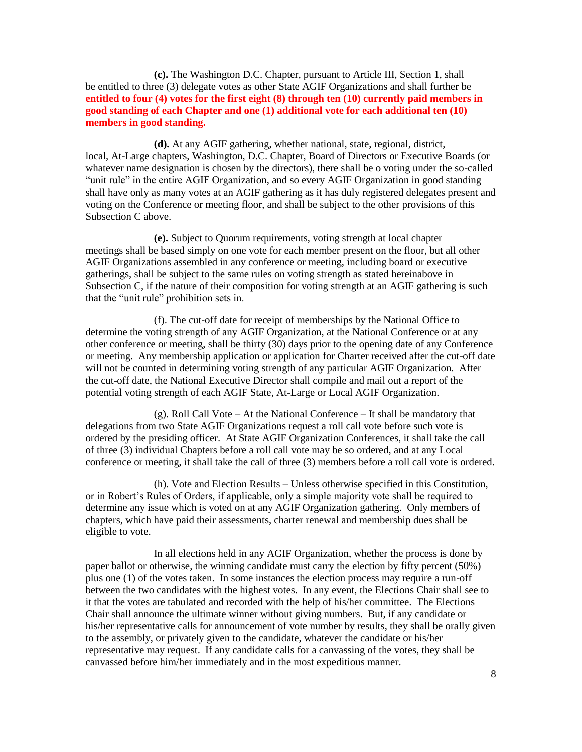**(c).** The Washington D.C. Chapter, pursuant to Article III, Section 1, shall be entitled to three (3) delegate votes as other State AGIF Organizations and shall further be **entitled to four (4) votes for the first eight (8) through ten (10) currently paid members in good standing of each Chapter and one (1) additional vote for each additional ten (10) members in good standing.**

**(d).** At any AGIF gathering, whether national, state, regional, district, local, At-Large chapters, Washington, D.C. Chapter, Board of Directors or Executive Boards (or whatever name designation is chosen by the directors), there shall be o voting under the so-called "unit rule" in the entire AGIF Organization, and so every AGIF Organization in good standing shall have only as many votes at an AGIF gathering as it has duly registered delegates present and voting on the Conference or meeting floor, and shall be subject to the other provisions of this Subsection C above.

**(e).** Subject to Quorum requirements, voting strength at local chapter meetings shall be based simply on one vote for each member present on the floor, but all other AGIF Organizations assembled in any conference or meeting, including board or executive gatherings, shall be subject to the same rules on voting strength as stated hereinabove in Subsection C, if the nature of their composition for voting strength at an AGIF gathering is such that the "unit rule" prohibition sets in.

(f). The cut-off date for receipt of memberships by the National Office to determine the voting strength of any AGIF Organization, at the National Conference or at any other conference or meeting, shall be thirty (30) days prior to the opening date of any Conference or meeting. Any membership application or application for Charter received after the cut-off date will not be counted in determining voting strength of any particular AGIF Organization. After the cut-off date, the National Executive Director shall compile and mail out a report of the potential voting strength of each AGIF State, At-Large or Local AGIF Organization.

(g). Roll Call Vote – At the National Conference – It shall be mandatory that delegations from two State AGIF Organizations request a roll call vote before such vote is ordered by the presiding officer. At State AGIF Organization Conferences, it shall take the call of three (3) individual Chapters before a roll call vote may be so ordered, and at any Local conference or meeting, it shall take the call of three (3) members before a roll call vote is ordered.

(h). Vote and Election Results – Unless otherwise specified in this Constitution, or in Robert's Rules of Orders, if applicable, only a simple majority vote shall be required to determine any issue which is voted on at any AGIF Organization gathering. Only members of chapters, which have paid their assessments, charter renewal and membership dues shall be eligible to vote.

In all elections held in any AGIF Organization, whether the process is done by paper ballot or otherwise, the winning candidate must carry the election by fifty percent (50%) plus one (1) of the votes taken. In some instances the election process may require a run-off between the two candidates with the highest votes. In any event, the Elections Chair shall see to it that the votes are tabulated and recorded with the help of his/her committee. The Elections Chair shall announce the ultimate winner without giving numbers. But, if any candidate or his/her representative calls for announcement of vote number by results, they shall be orally given to the assembly, or privately given to the candidate, whatever the candidate or his/her representative may request. If any candidate calls for a canvassing of the votes, they shall be canvassed before him/her immediately and in the most expeditious manner.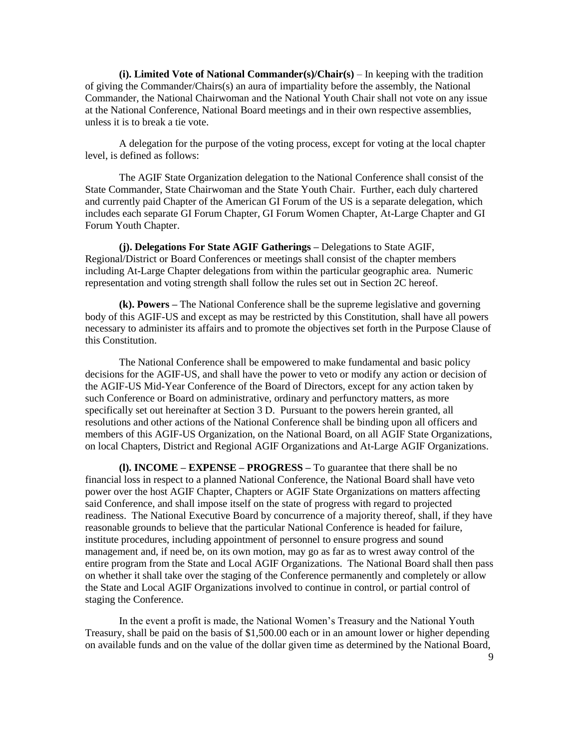**(i). Limited Vote of National Commander(s)/Chair(s)** – In keeping with the tradition of giving the Commander/Chairs(s) an aura of impartiality before the assembly, the National Commander, the National Chairwoman and the National Youth Chair shall not vote on any issue at the National Conference, National Board meetings and in their own respective assemblies, unless it is to break a tie vote.

A delegation for the purpose of the voting process, except for voting at the local chapter level, is defined as follows:

The AGIF State Organization delegation to the National Conference shall consist of the State Commander, State Chairwoman and the State Youth Chair. Further, each duly chartered and currently paid Chapter of the American GI Forum of the US is a separate delegation, which includes each separate GI Forum Chapter, GI Forum Women Chapter, At-Large Chapter and GI Forum Youth Chapter.

**(j). Delegations For State AGIF Gatherings –** Delegations to State AGIF, Regional/District or Board Conferences or meetings shall consist of the chapter members including At-Large Chapter delegations from within the particular geographic area. Numeric representation and voting strength shall follow the rules set out in Section 2C hereof.

**(k). Powers –** The National Conference shall be the supreme legislative and governing body of this AGIF-US and except as may be restricted by this Constitution, shall have all powers necessary to administer its affairs and to promote the objectives set forth in the Purpose Clause of this Constitution.

The National Conference shall be empowered to make fundamental and basic policy decisions for the AGIF-US, and shall have the power to veto or modify any action or decision of the AGIF-US Mid-Year Conference of the Board of Directors, except for any action taken by such Conference or Board on administrative, ordinary and perfunctory matters, as more specifically set out hereinafter at Section 3 D. Pursuant to the powers herein granted, all resolutions and other actions of the National Conference shall be binding upon all officers and members of this AGIF-US Organization, on the National Board, on all AGIF State Organizations, on local Chapters, District and Regional AGIF Organizations and At-Large AGIF Organizations.

**(l). INCOME – EXPENSE – PROGRESS –** To guarantee that there shall be no financial loss in respect to a planned National Conference, the National Board shall have veto power over the host AGIF Chapter, Chapters or AGIF State Organizations on matters affecting said Conference, and shall impose itself on the state of progress with regard to projected readiness. The National Executive Board by concurrence of a majority thereof, shall, if they have reasonable grounds to believe that the particular National Conference is headed for failure, institute procedures, including appointment of personnel to ensure progress and sound management and, if need be, on its own motion, may go as far as to wrest away control of the entire program from the State and Local AGIF Organizations. The National Board shall then pass on whether it shall take over the staging of the Conference permanently and completely or allow the State and Local AGIF Organizations involved to continue in control, or partial control of staging the Conference.

In the event a profit is made, the National Women's Treasury and the National Youth Treasury, shall be paid on the basis of $1,500.00 each or in an amount lower or higher depending on available funds and on the value of the dollar given time as determined by the National Board,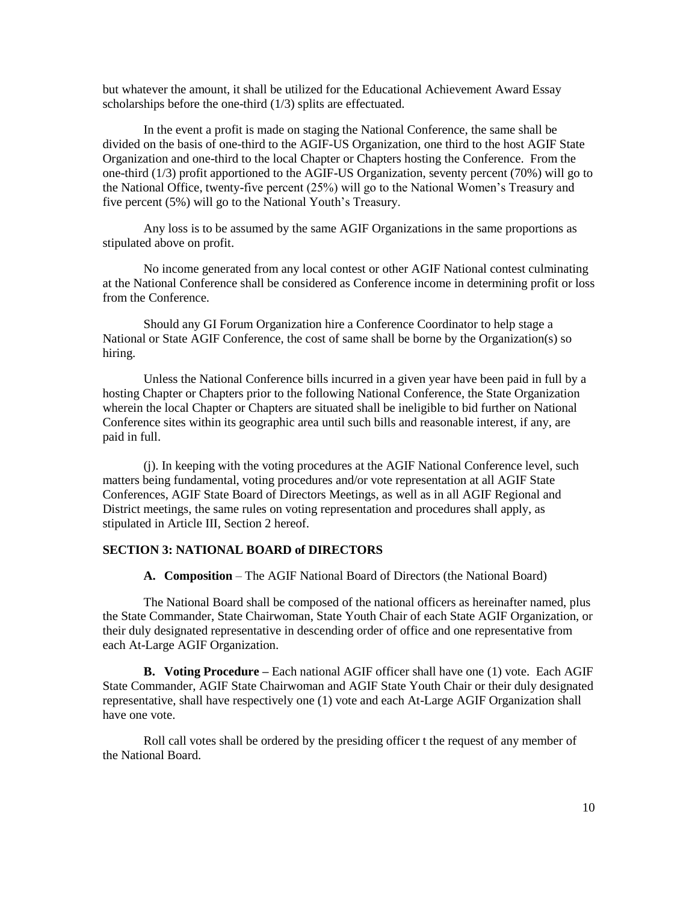but whatever the amount, it shall be utilized for the Educational Achievement Award Essay scholarships before the one-third (1/3) splits are effectuated.

In the event a profit is made on staging the National Conference, the same shall be divided on the basis of one-third to the AGIF-US Organization, one third to the host AGIF State Organization and one-third to the local Chapter or Chapters hosting the Conference. From the one-third (1/3) profit apportioned to the AGIF-US Organization, seventy percent (70%) will go to the National Office, twenty-five percent (25%) will go to the National Women's Treasury and five percent (5%) will go to the National Youth's Treasury.

Any loss is to be assumed by the same AGIF Organizations in the same proportions as stipulated above on profit.

No income generated from any local contest or other AGIF National contest culminating at the National Conference shall be considered as Conference income in determining profit or loss from the Conference.

Should any GI Forum Organization hire a Conference Coordinator to help stage a National or State AGIF Conference, the cost of same shall be borne by the Organization(s) so hiring.

Unless the National Conference bills incurred in a given year have been paid in full by a hosting Chapter or Chapters prior to the following National Conference, the State Organization wherein the local Chapter or Chapters are situated shall be ineligible to bid further on National Conference sites within its geographic area until such bills and reasonable interest, if any, are paid in full.

(j). In keeping with the voting procedures at the AGIF National Conference level, such matters being fundamental, voting procedures and/or vote representation at all AGIF State Conferences, AGIF State Board of Directors Meetings, as well as in all AGIF Regional and District meetings, the same rules on voting representation and procedures shall apply, as stipulated in Article III, Section 2 hereof.

### SECTION 3: NATIONAL BOARD of DIRECTORS

**A. Composition** – The AGIF National Board of Directors (the National Board)

The National Board shall be composed of the national officers as hereinafter named, plus the State Commander, State Chairwoman, State Youth Chair of each State AGIF Organization, or their duly designated representative in descending order of office and one representative from each At-Large AGIF Organization.

**B. Voting Procedure –** Each national AGIF officer shall have one (1) vote. Each AGIF State Commander, AGIF State Chairwoman and AGIF State Youth Chair or their duly designated representative, shall have respectively one (1) vote and each At-Large AGIF Organization shall have one vote.

Roll call votes shall be ordered by the presiding officer t the request of any member of the National Board.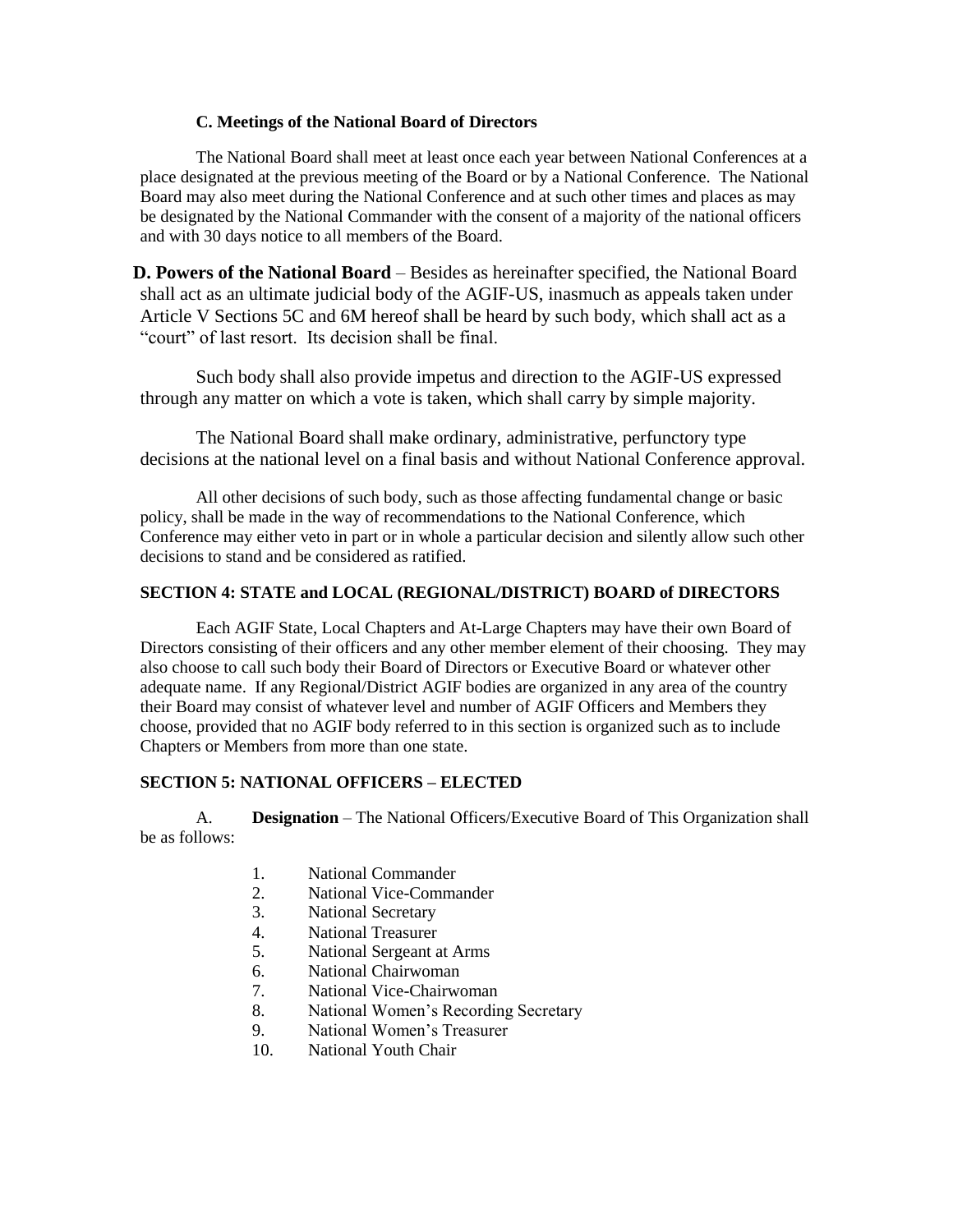### C. Meetings of the National Board of Directors

The National Board shall meet at least once each year between National Conferences at a place designated at the previous meeting of the Board or by a National Conference. The National Board may also meet during the National Conference and at such other times and places as may be designated by the National Commander with the consent of a majority of the national officers and with 30 days notice to all members of the Board.

**D. Powers of the National Board** – Besides as hereinafter specified, the National Board shall act as an ultimate judicial body of the AGIF-US, inasmuch as appeals taken under Article V Sections 5C and 6M hereof shall be heard by such body, which shall act as a "court" of last resort. Its decision shall be final.

Such body shall also provide impetus and direction to the AGIF-US expressed through any matter on which a vote is taken, which shall carry by simple majority.

The National Board shall make ordinary, administrative, perfunctory type decisions at the national level on a final basis and without National Conference approval.

All other decisions of such body, such as those affecting fundamental change or basic policy, shall be made in the way of recommendations to the National Conference, which Conference may either veto in part or in whole a particular decision and silently allow such other decisions to stand and be considered as ratified.

### SECTION 4: STATE and LOCAL (REGIONAL/DISTRICT) BOARD of DIRECTORS

Each AGIF State, Local Chapters and At-Large Chapters may have their own Board of Directors consisting of their officers and any other member element of their choosing. They may also choose to call such body their Board of Directors or Executive Board or whatever other adequate name. If any Regional/District AGIF bodies are organized in any area of the country their Board may consist of whatever level and number of AGIF Officers and Members they choose, provided that no AGIF body referred to in this section is organized such as to include Chapters or Members from more than one state.

### SECTION 5: NATIONAL OFFICERS – ELECTED

A. **Designation** – The National Officers/Executive Board of This Organization shall be as follows:

1. National Commander
2. National Vice-Commander
3. National Secretary
4. National Treasurer
5. National Sergeant at Arms
6. National Chairwoman
7. National Vice-Chairwoman
8. National Women's Recording Secretary
9. National Women's Treasurer
10. National Youth Chair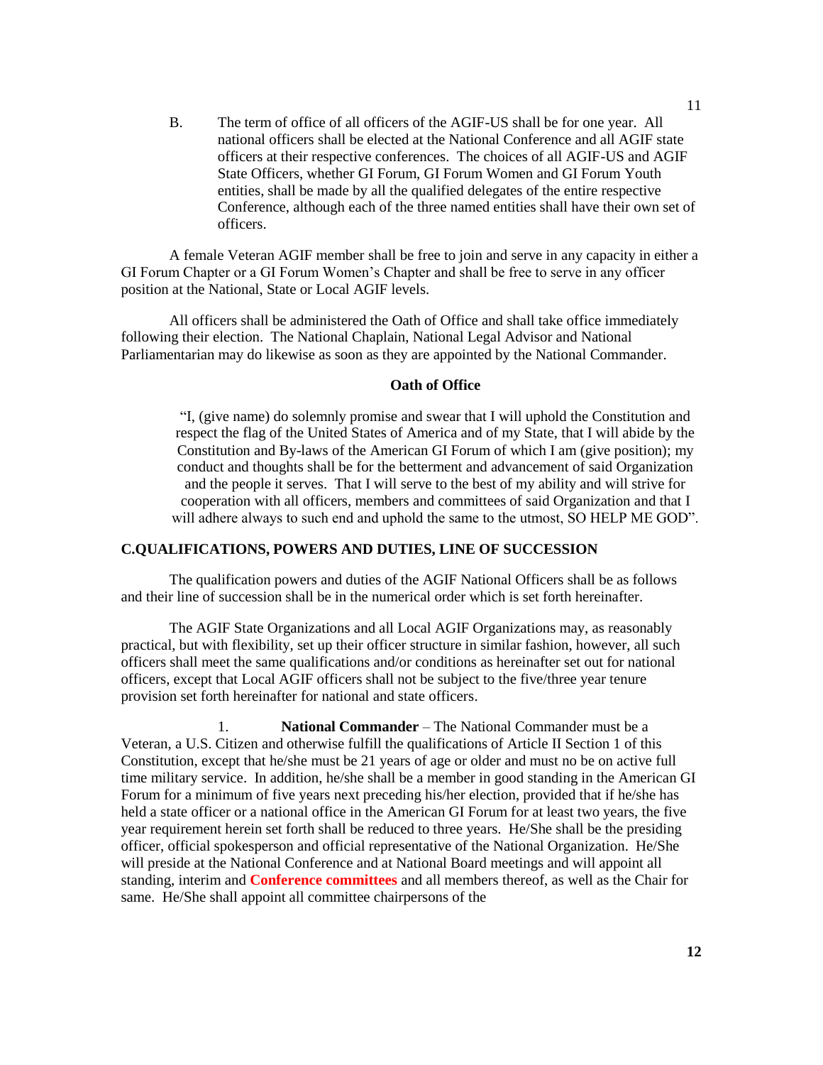B. The term of office of all officers of the AGIF-US shall be for one year. All national officers shall be elected at the National Conference and all AGIF state officers at their respective conferences. The choices of all AGIF-US and AGIF State Officers, whether GI Forum, GI Forum Women and GI Forum Youth entities, shall be made by all the qualified delegates of the entire respective Conference, although each of the three named entities shall have their own set of officers.

A female Veteran AGIF member shall be free to join and serve in any capacity in either a GI Forum Chapter or a GI Forum Women's Chapter and shall be free to serve in any officer position at the National, State or Local AGIF levels.

All officers shall be administered the Oath of Office and shall take office immediately following their election. The National Chaplain, National Legal Advisor and National Parliamentarian may do likewise as soon as they are appointed by the National Commander.

**Oath of Office**

"I, (give name) do solemnly promise and swear that I will uphold the Constitution and respect the flag of the United States of America and of my State, that I will abide by the Constitution and By-laws of the American GI Forum of which I am (give position); my conduct and thoughts shall be for the betterment and advancement of said Organization and the people it serves. That I will serve to the best of my ability and will strive for cooperation with all officers, members and committees of said Organization and that I will adhere always to such end and uphold the same to the utmost, SO HELP ME GOD".

**C.QUALIFICATIONS, POWERS AND DUTIES, LINE OF SUCCESSION**

The qualification powers and duties of the AGIF National Officers shall be as follows and their line of succession shall be in the numerical order which is set forth hereinafter.

The AGIF State Organizations and all Local AGIF Organizations may, as reasonably practical, but with flexibility, set up their officer structure in similar fashion, however, all such officers shall meet the same qualifications and/or conditions as hereinafter set out for national officers, except that Local AGIF officers shall not be subject to the five/three year tenure provision set forth hereinafter for national and state officers.

1. **National Commander** – The National Commander must be a Veteran, a U.S. Citizen and otherwise fulfill the qualifications of Article II Section 1 of this Constitution, except that he/she must be 21 years of age or older and must no be on active full time military service. In addition, he/she shall be a member in good standing in the American GI Forum for a minimum of five years next preceding his/her election, provided that if he/she has held a state officer or a national office in the American GI Forum for at least two years, the five year requirement herein set forth shall be reduced to three years. He/She shall be the presiding officer, official spokesperson and official representative of the National Organization. He/She will preside at the National Conference and at National Board meetings and will appoint all standing, interim and **Conference committees** and all members thereof, as well as the Chair for same. He/She shall appoint all committee chairpersons of the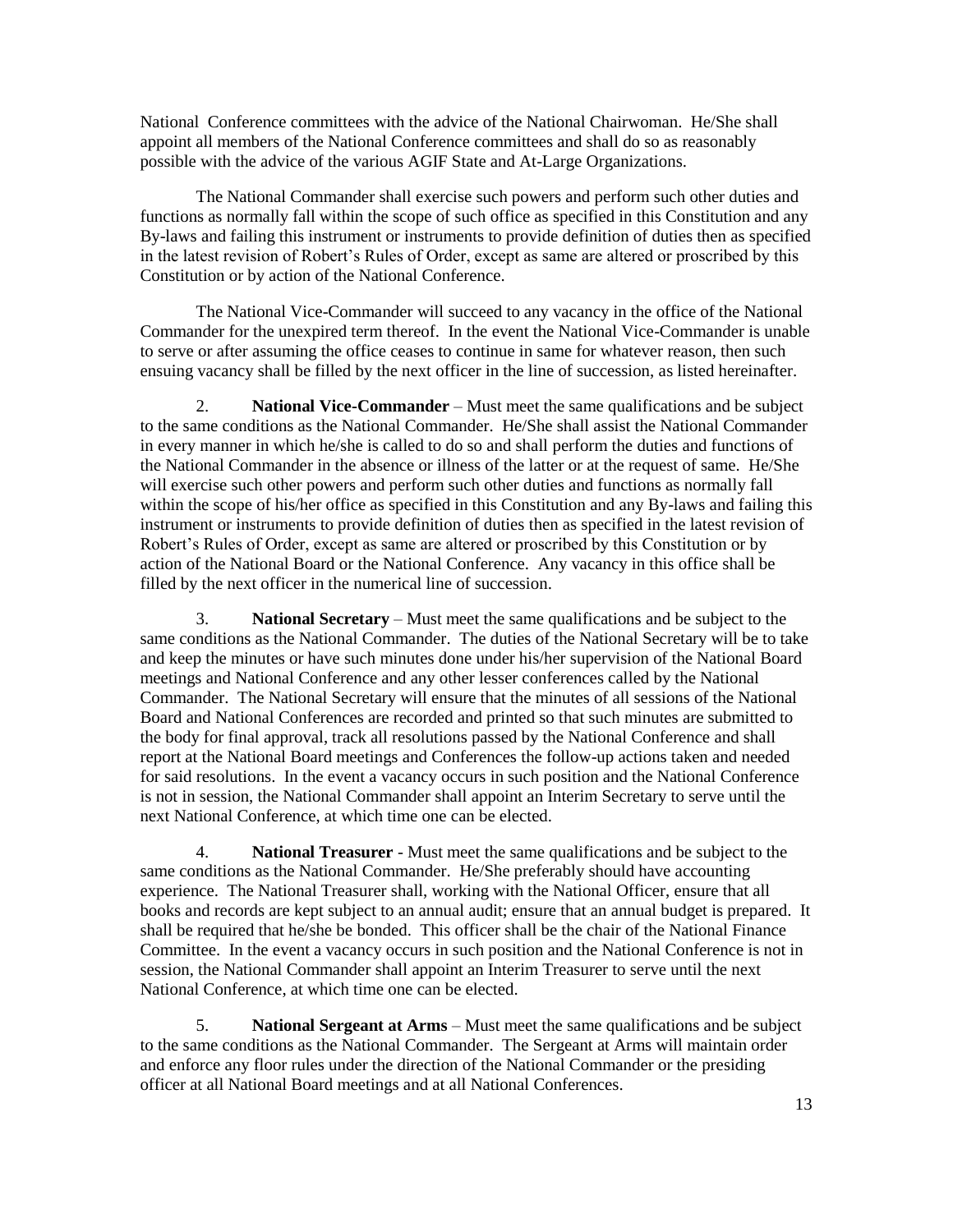National Conference committees with the advice of the National Chairwoman. He/She shall appoint all members of the National Conference committees and shall do so as reasonably possible with the advice of the various AGIF State and At-Large Organizations.

The National Commander shall exercise such powers and perform such other duties and functions as normally fall within the scope of such office as specified in this Constitution and any By-laws and failing this instrument or instruments to provide definition of duties then as specified in the latest revision of Robert's Rules of Order, except as same are altered or proscribed by this Constitution or by action of the National Conference.

The National Vice-Commander will succeed to any vacancy in the office of the National Commander for the unexpired term thereof. In the event the National Vice-Commander is unable to serve or after assuming the office ceases to continue in same for whatever reason, then such ensuing vacancy shall be filled by the next officer in the line of succession, as listed hereinafter.

2. **National Vice-Commander** – Must meet the same qualifications and be subject to the same conditions as the National Commander. He/She shall assist the National Commander in every manner in which he/she is called to do so and shall perform the duties and functions of the National Commander in the absence or illness of the latter or at the request of same. He/She will exercise such other powers and perform such other duties and functions as normally fall within the scope of his/her office as specified in this Constitution and any By-laws and failing this instrument or instruments to provide definition of duties then as specified in the latest revision of Robert's Rules of Order, except as same are altered or proscribed by this Constitution or by action of the National Board or the National Conference. Any vacancy in this office shall be filled by the next officer in the numerical line of succession.

3. **National Secretary** – Must meet the same qualifications and be subject to the same conditions as the National Commander. The duties of the National Secretary will be to take and keep the minutes or have such minutes done under his/her supervision of the National Board meetings and National Conference and any other lesser conferences called by the National Commander. The National Secretary will ensure that the minutes of all sessions of the National Board and National Conferences are recorded and printed so that such minutes are submitted to the body for final approval, track all resolutions passed by the National Conference and shall report at the National Board meetings and Conferences the follow-up actions taken and needed for said resolutions. In the event a vacancy occurs in such position and the National Conference is not in session, the National Commander shall appoint an Interim Secretary to serve until the next National Conference, at which time one can be elected.

4. **National Treasurer** - Must meet the same qualifications and be subject to the same conditions as the National Commander. He/She preferably should have accounting experience. The National Treasurer shall, working with the National Officer, ensure that all books and records are kept subject to an annual audit; ensure that an annual budget is prepared. It shall be required that he/she be bonded. This officer shall be the chair of the National Finance Committee. In the event a vacancy occurs in such position and the National Conference is not in session, the National Commander shall appoint an Interim Treasurer to serve until the next National Conference, at which time one can be elected.

5. **National Sergeant at Arms** – Must meet the same qualifications and be subject to the same conditions as the National Commander. The Sergeant at Arms will maintain order and enforce any floor rules under the direction of the National Commander or the presiding officer at all National Board meetings and at all National Conferences.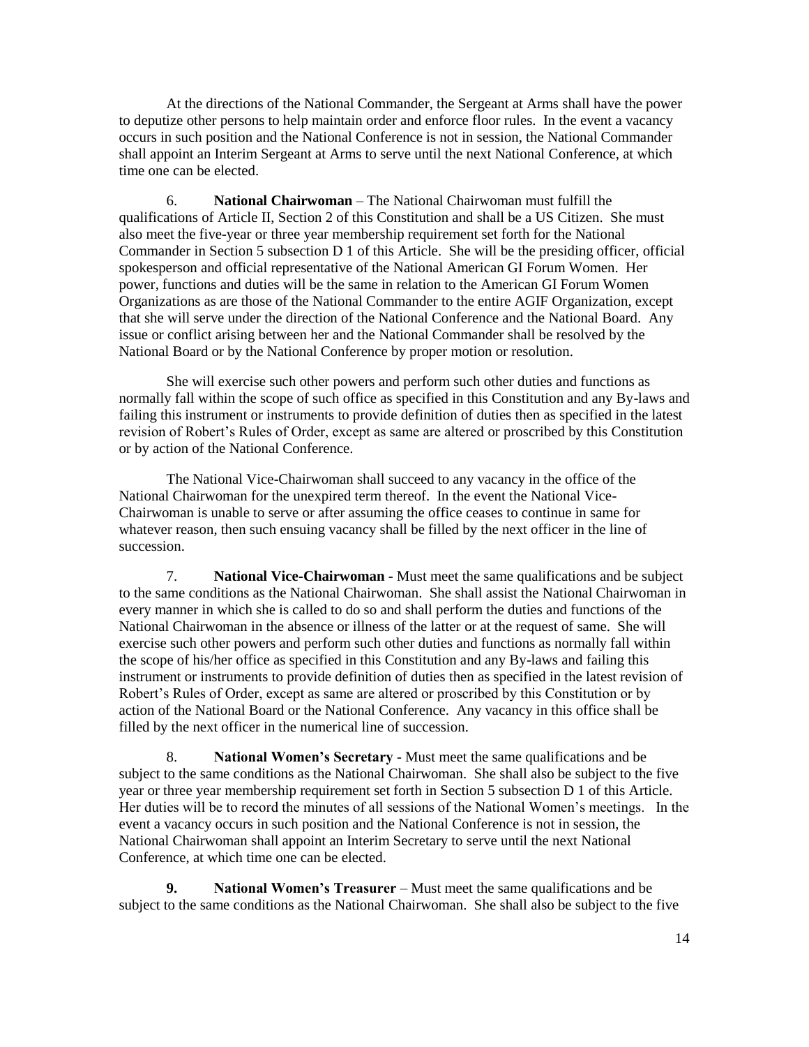At the directions of the National Commander, the Sergeant at Arms shall have the power to deputize other persons to help maintain order and enforce floor rules. In the event a vacancy occurs in such position and the National Conference is not in session, the National Commander shall appoint an Interim Sergeant at Arms to serve until the next National Conference, at which time one can be elected.

6. **National Chairwoman** – The National Chairwoman must fulfill the qualifications of Article II, Section 2 of this Constitution and shall be a US Citizen. She must also meet the five-year or three year membership requirement set forth for the National Commander in Section 5 subsection D 1 of this Article. She will be the presiding officer, official spokesperson and official representative of the National American GI Forum Women. Her power, functions and duties will be the same in relation to the American GI Forum Women Organizations as are those of the National Commander to the entire AGIF Organization, except that she will serve under the direction of the National Conference and the National Board. Any issue or conflict arising between her and the National Commander shall be resolved by the National Board or by the National Conference by proper motion or resolution.

She will exercise such other powers and perform such other duties and functions as normally fall within the scope of such office as specified in this Constitution and any By-laws and failing this instrument or instruments to provide definition of duties then as specified in the latest revision of Robert's Rules of Order, except as same are altered or proscribed by this Constitution or by action of the National Conference.

The National Vice-Chairwoman shall succeed to any vacancy in the office of the National Chairwoman for the unexpired term thereof. In the event the National Vice-Chairwoman is unable to serve or after assuming the office ceases to continue in same for whatever reason, then such ensuing vacancy shall be filled by the next officer in the line of succession.

7. **National Vice-Chairwoman** - Must meet the same qualifications and be subject to the same conditions as the National Chairwoman. She shall assist the National Chairwoman in every manner in which she is called to do so and shall perform the duties and functions of the National Chairwoman in the absence or illness of the latter or at the request of same. She will exercise such other powers and perform such other duties and functions as normally fall within the scope of his/her office as specified in this Constitution and any By-laws and failing this instrument or instruments to provide definition of duties then as specified in the latest revision of Robert's Rules of Order, except as same are altered or proscribed by this Constitution or by action of the National Board or the National Conference. Any vacancy in this office shall be filled by the next officer in the numerical line of succession.

8. **National Women's Secretary** - Must meet the same qualifications and be subject to the same conditions as the National Chairwoman. She shall also be subject to the five year or three year membership requirement set forth in Section 5 subsection D 1 of this Article. Her duties will be to record the minutes of all sessions of the National Women's meetings. In the event a vacancy occurs in such position and the National Conference is not in session, the National Chairwoman shall appoint an Interim Secretary to serve until the next National Conference, at which time one can be elected.

**9. National Women's Treasurer** – Must meet the same qualifications and be subject to the same conditions as the National Chairwoman. She shall also be subject to the five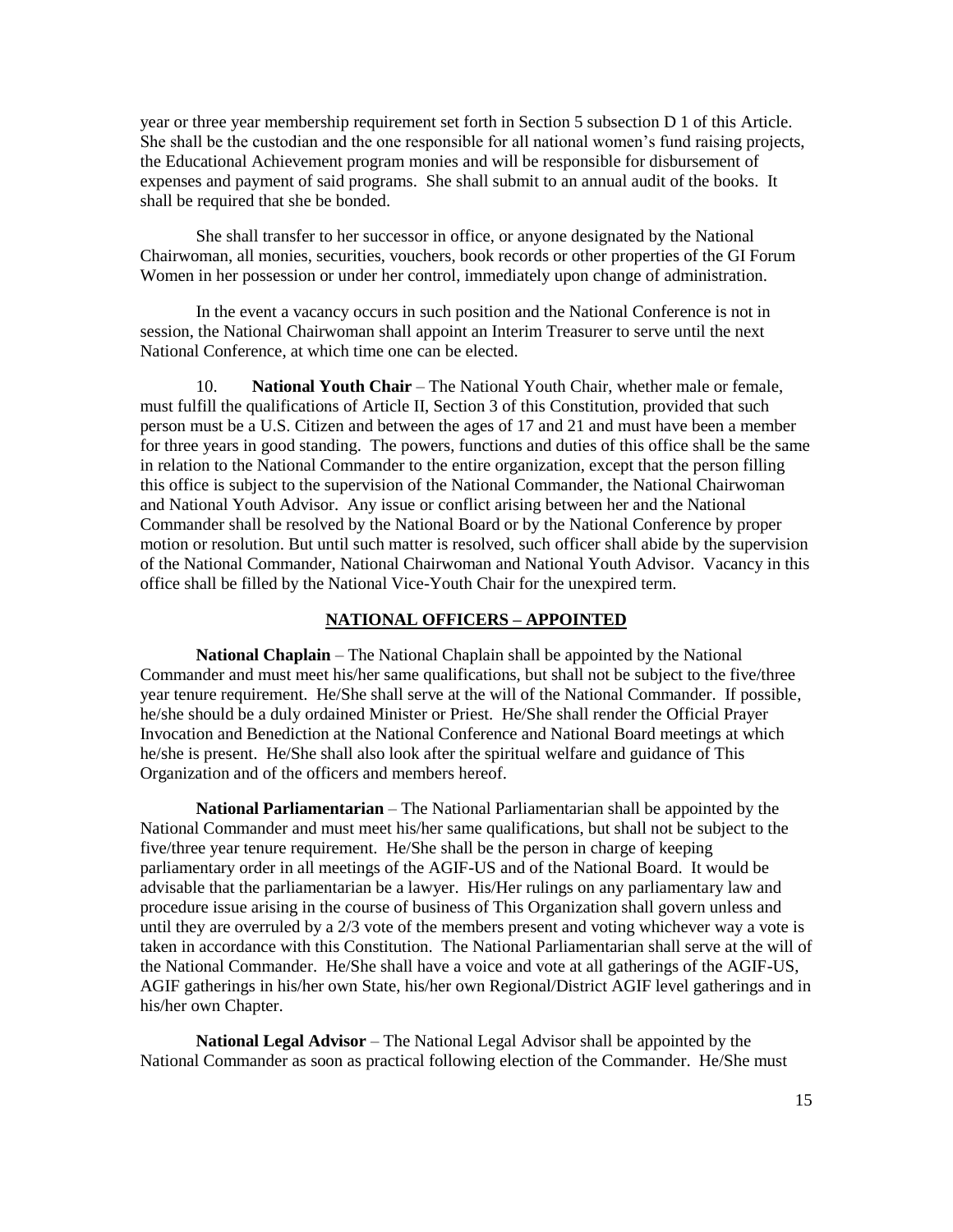year or three year membership requirement set forth in Section 5 subsection D 1 of this Article. She shall be the custodian and the one responsible for all national women's fund raising projects, the Educational Achievement program monies and will be responsible for disbursement of expenses and payment of said programs. She shall submit to an annual audit of the books. It shall be required that she be bonded.

She shall transfer to her successor in office, or anyone designated by the National Chairwoman, all monies, securities, vouchers, book records or other properties of the GI Forum Women in her possession or under her control, immediately upon change of administration.

In the event a vacancy occurs in such position and the National Conference is not in session, the National Chairwoman shall appoint an Interim Treasurer to serve until the next National Conference, at which time one can be elected.

10. **National Youth Chair** – The National Youth Chair, whether male or female, must fulfill the qualifications of Article II, Section 3 of this Constitution, provided that such person must be a U.S. Citizen and between the ages of 17 and 21 and must have been a member for three years in good standing. The powers, functions and duties of this office shall be the same in relation to the National Commander to the entire organization, except that the person filling this office is subject to the supervision of the National Commander, the National Chairwoman and National Youth Advisor. Any issue or conflict arising between her and the National Commander shall be resolved by the National Board or by the National Conference by proper motion or resolution. But until such matter is resolved, such officer shall abide by the supervision of the National Commander, National Chairwoman and National Youth Advisor. Vacancy in this office shall be filled by the National Vice-Youth Chair for the unexpired term.

## NATIONAL OFFICERS – APPOINTED

**National Chaplain** – The National Chaplain shall be appointed by the National Commander and must meet his/her same qualifications, but shall not be subject to the five/three year tenure requirement. He/She shall serve at the will of the National Commander. If possible, he/she should be a duly ordained Minister or Priest. He/She shall render the Official Prayer Invocation and Benediction at the National Conference and National Board meetings at which he/she is present. He/She shall also look after the spiritual welfare and guidance of This Organization and of the officers and members hereof.

**National Parliamentarian** – The National Parliamentarian shall be appointed by the National Commander and must meet his/her same qualifications, but shall not be subject to the five/three year tenure requirement. He/She shall be the person in charge of keeping parliamentary order in all meetings of the AGIF-US and of the National Board. It would be advisable that the parliamentarian be a lawyer. His/Her rulings on any parliamentary law and procedure issue arising in the course of business of This Organization shall govern unless and until they are overruled by a 2/3 vote of the members present and voting whichever way a vote is taken in accordance with this Constitution. The National Parliamentarian shall serve at the will of the National Commander. He/She shall have a voice and vote at all gatherings of the AGIF-US, AGIF gatherings in his/her own State, his/her own Regional/District AGIF level gatherings and in his/her own Chapter.

**National Legal Advisor** – The National Legal Advisor shall be appointed by the National Commander as soon as practical following election of the Commander. He/She must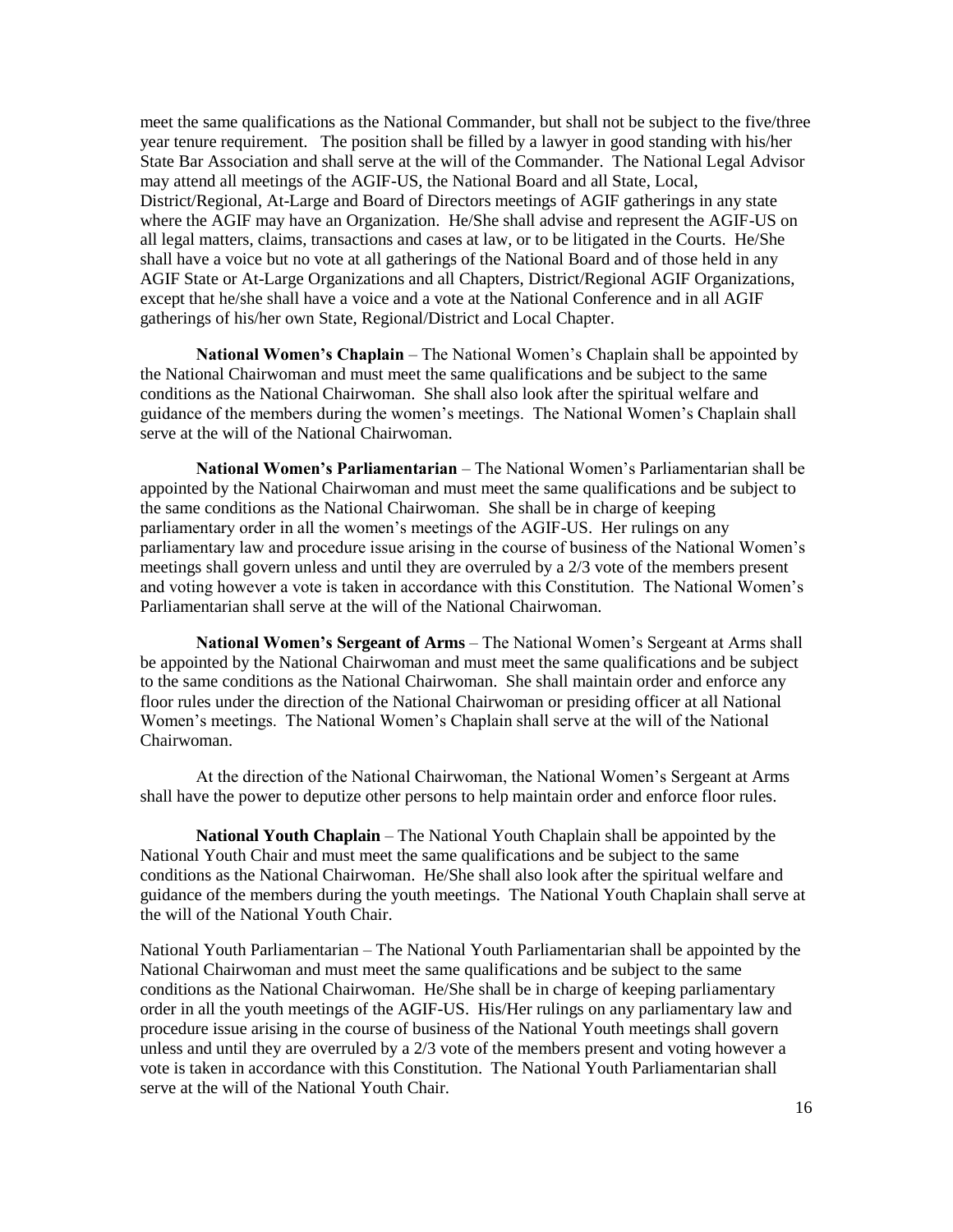meet the same qualifications as the National Commander, but shall not be subject to the five/three year tenure requirement. The position shall be filled by a lawyer in good standing with his/her State Bar Association and shall serve at the will of the Commander. The National Legal Advisor may attend all meetings of the AGIF-US, the National Board and all State, Local, District/Regional, At-Large and Board of Directors meetings of AGIF gatherings in any state where the AGIF may have an Organization. He/She shall advise and represent the AGIF-US on all legal matters, claims, transactions and cases at law, or to be litigated in the Courts. He/She shall have a voice but no vote at all gatherings of the National Board and of those held in any AGIF State or At-Large Organizations and all Chapters, District/Regional AGIF Organizations, except that he/she shall have a voice and a vote at the National Conference and in all AGIF gatherings of his/her own State, Regional/District and Local Chapter.

**National Women's Chaplain** – The National Women's Chaplain shall be appointed by the National Chairwoman and must meet the same qualifications and be subject to the same conditions as the National Chairwoman. She shall also look after the spiritual welfare and guidance of the members during the women's meetings. The National Women's Chaplain shall serve at the will of the National Chairwoman.

**National Women's Parliamentarian** – The National Women's Parliamentarian shall be appointed by the National Chairwoman and must meet the same qualifications and be subject to the same conditions as the National Chairwoman. She shall be in charge of keeping parliamentary order in all the women's meetings of the AGIF-US. Her rulings on any parliamentary law and procedure issue arising in the course of business of the National Women's meetings shall govern unless and until they are overruled by a 2/3 vote of the members present and voting however a vote is taken in accordance with this Constitution. The National Women's Parliamentarian shall serve at the will of the National Chairwoman.

**National Women's Sergeant of Arms** – The National Women's Sergeant at Arms shall be appointed by the National Chairwoman and must meet the same qualifications and be subject to the same conditions as the National Chairwoman. She shall maintain order and enforce any floor rules under the direction of the National Chairwoman or presiding officer at all National Women's meetings. The National Women's Chaplain shall serve at the will of the National Chairwoman.

At the direction of the National Chairwoman, the National Women's Sergeant at Arms shall have the power to deputize other persons to help maintain order and enforce floor rules.

**National Youth Chaplain** – The National Youth Chaplain shall be appointed by the National Youth Chair and must meet the same qualifications and be subject to the same conditions as the National Chairwoman. He/She shall also look after the spiritual welfare and guidance of the members during the youth meetings. The National Youth Chaplain shall serve at the will of the National Youth Chair.

National Youth Parliamentarian – The National Youth Parliamentarian shall be appointed by the National Chairwoman and must meet the same qualifications and be subject to the same conditions as the National Chairwoman. He/She shall be in charge of keeping parliamentary order in all the youth meetings of the AGIF-US. His/Her rulings on any parliamentary law and procedure issue arising in the course of business of the National Youth meetings shall govern unless and until they are overruled by a 2/3 vote of the members present and voting however a vote is taken in accordance with this Constitution. The National Youth Parliamentarian shall serve at the will of the National Youth Chair.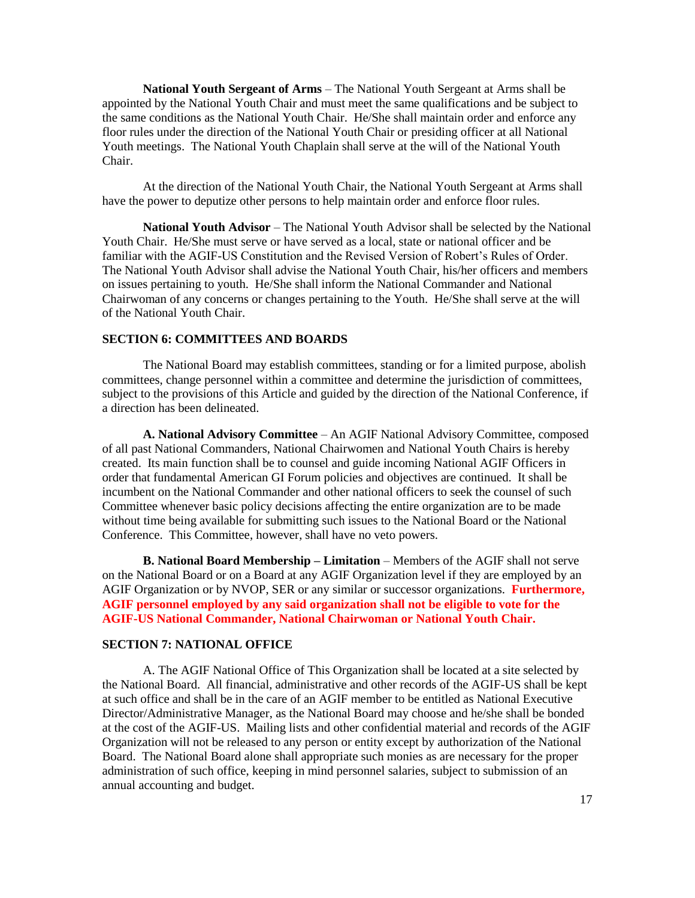**National Youth Sergeant of Arms** – The National Youth Sergeant at Arms shall be appointed by the National Youth Chair and must meet the same qualifications and be subject to the same conditions as the National Youth Chair. He/She shall maintain order and enforce any floor rules under the direction of the National Youth Chair or presiding officer at all National Youth meetings. The National Youth Chaplain shall serve at the will of the National Youth Chair.

At the direction of the National Youth Chair, the National Youth Sergeant at Arms shall have the power to deputize other persons to help maintain order and enforce floor rules.

**National Youth Advisor** – The National Youth Advisor shall be selected by the National Youth Chair. He/She must serve or have served as a local, state or national officer and be familiar with the AGIF-US Constitution and the Revised Version of Robert's Rules of Order. The National Youth Advisor shall advise the National Youth Chair, his/her officers and members on issues pertaining to youth. He/She shall inform the National Commander and National Chairwoman of any concerns or changes pertaining to the Youth. He/She shall serve at the will of the National Youth Chair.

## SECTION 6: COMMITTEES AND BOARDS

The National Board may establish committees, standing or for a limited purpose, abolish committees, change personnel within a committee and determine the jurisdiction of committees, subject to the provisions of this Article and guided by the direction of the National Conference, if a direction has been delineated.

**A. National Advisory Committee** – An AGIF National Advisory Committee, composed of all past National Commanders, National Chairwomen and National Youth Chairs is hereby created. Its main function shall be to counsel and guide incoming National AGIF Officers in order that fundamental American GI Forum policies and objectives are continued. It shall be incumbent on the National Commander and other national officers to seek the counsel of such Committee whenever basic policy decisions affecting the entire organization are to be made without time being available for submitting such issues to the National Board or the National Conference. This Committee, however, shall have no veto powers.

**B. National Board Membership – Limitation** – Members of the AGIF shall not serve on the National Board or on a Board at any AGIF Organization level if they are employed by an AGIF Organization or by NVOP, SER or any similar or successor organizations. **Furthermore, AGIF personnel employed by any said organization shall not be eligible to vote for the AGIF-US National Commander, National Chairwoman or National Youth Chair.**

## SECTION 7: NATIONAL OFFICE

A. The AGIF National Office of This Organization shall be located at a site selected by the National Board. All financial, administrative and other records of the AGIF-US shall be kept at such office and shall be in the care of an AGIF member to be entitled as National Executive Director/Administrative Manager, as the National Board may choose and he/she shall be bonded at the cost of the AGIF-US. Mailing lists and other confidential material and records of the AGIF Organization will not be released to any person or entity except by authorization of the National Board. The National Board alone shall appropriate such monies as are necessary for the proper administration of such office, keeping in mind personnel salaries, subject to submission of an annual accounting and budget.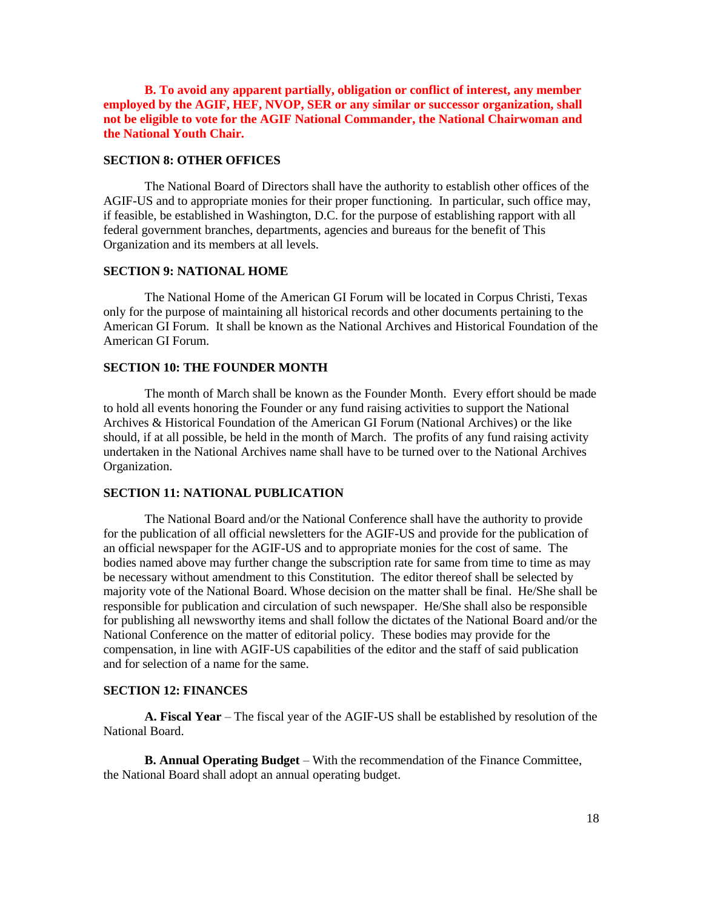**B. To avoid any apparent partially, obligation or conflict of interest, any member employed by the AGIF, HEF, NVOP, SER or any similar or successor organization, shall not be eligible to vote for the AGIF National Commander, the National Chairwoman and the National Youth Chair.**

### SECTION 8: OTHER OFFICES

The National Board of Directors shall have the authority to establish other offices of the AGIF-US and to appropriate monies for their proper functioning. In particular, such office may, if feasible, be established in Washington, D.C. for the purpose of establishing rapport with all federal government branches, departments, agencies and bureaus for the benefit of This Organization and its members at all levels.

### SECTION 9: NATIONAL HOME

The National Home of the American GI Forum will be located in Corpus Christi, Texas only for the purpose of maintaining all historical records and other documents pertaining to the American GI Forum. It shall be known as the National Archives and Historical Foundation of the American GI Forum.

### SECTION 10: THE FOUNDER MONTH

The month of March shall be known as the Founder Month. Every effort should be made to hold all events honoring the Founder or any fund raising activities to support the National Archives & Historical Foundation of the American GI Forum (National Archives) or the like should, if at all possible, be held in the month of March. The profits of any fund raising activity undertaken in the National Archives name shall have to be turned over to the National Archives Organization.

### SECTION 11: NATIONAL PUBLICATION

The National Board and/or the National Conference shall have the authority to provide for the publication of all official newsletters for the AGIF-US and provide for the publication of an official newspaper for the AGIF-US and to appropriate monies for the cost of same. The bodies named above may further change the subscription rate for same from time to time as may be necessary without amendment to this Constitution. The editor thereof shall be selected by majority vote of the National Board. Whose decision on the matter shall be final. He/She shall be responsible for publication and circulation of such newspaper. He/She shall also be responsible for publishing all newsworthy items and shall follow the dictates of the National Board and/or the National Conference on the matter of editorial policy. These bodies may provide for the compensation, in line with AGIF-US capabilities of the editor and the staff of said publication and for selection of a name for the same.

### SECTION 12: FINANCES

**A. Fiscal Year** – The fiscal year of the AGIF-US shall be established by resolution of the National Board.

**B. Annual Operating Budget** – With the recommendation of the Finance Committee, the National Board shall adopt an annual operating budget.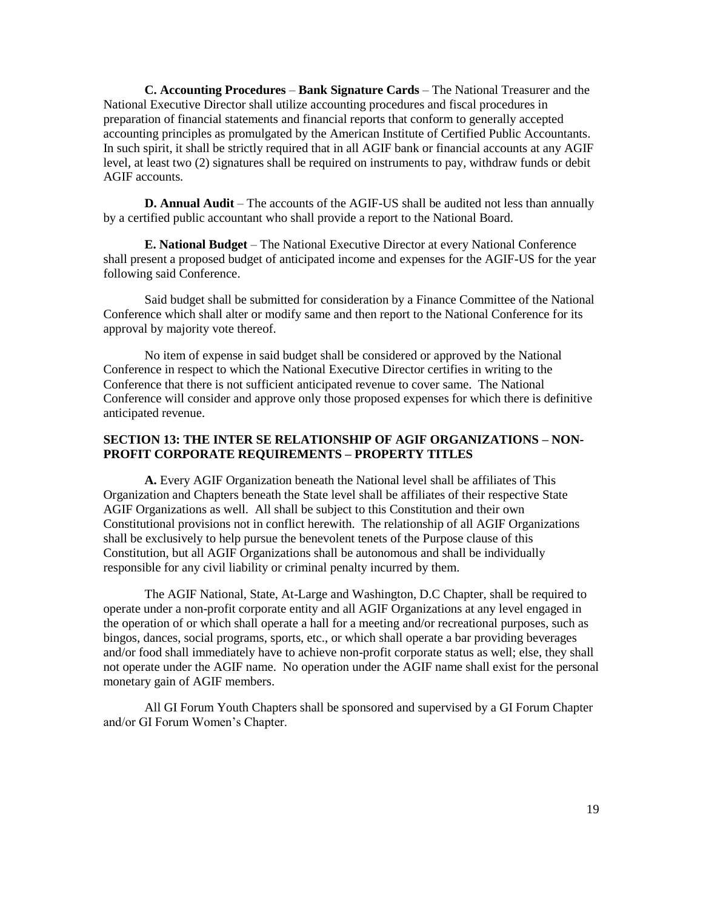**C. Accounting Procedures** – **Bank Signature Cards** – The National Treasurer and the National Executive Director shall utilize accounting procedures and fiscal procedures in preparation of financial statements and financial reports that conform to generally accepted accounting principles as promulgated by the American Institute of Certified Public Accountants. In such spirit, it shall be strictly required that in all AGIF bank or financial accounts at any AGIF level, at least two (2) signatures shall be required on instruments to pay, withdraw funds or debit AGIF accounts.

**D. Annual Audit** – The accounts of the AGIF-US shall be audited not less than annually by a certified public accountant who shall provide a report to the National Board.

**E. National Budget** – The National Executive Director at every National Conference shall present a proposed budget of anticipated income and expenses for the AGIF-US for the year following said Conference.

Said budget shall be submitted for consideration by a Finance Committee of the National Conference which shall alter or modify same and then report to the National Conference for its approval by majority vote thereof.

No item of expense in said budget shall be considered or approved by the National Conference in respect to which the National Executive Director certifies in writing to the Conference that there is not sufficient anticipated revenue to cover same. The National Conference will consider and approve only those proposed expenses for which there is definitive anticipated revenue.

### SECTION 13: THE INTER SE RELATIONSHIP OF AGIF ORGANIZATIONS – NON-PROFIT CORPORATE REQUIREMENTS – PROPERTY TITLES

**A.** Every AGIF Organization beneath the National level shall be affiliates of This Organization and Chapters beneath the State level shall be affiliates of their respective State AGIF Organizations as well. All shall be subject to this Constitution and their own Constitutional provisions not in conflict herewith. The relationship of all AGIF Organizations shall be exclusively to help pursue the benevolent tenets of the Purpose clause of this Constitution, but all AGIF Organizations shall be autonomous and shall be individually responsible for any civil liability or criminal penalty incurred by them.

The AGIF National, State, At-Large and Washington, D.C Chapter, shall be required to operate under a non-profit corporate entity and all AGIF Organizations at any level engaged in the operation of or which shall operate a hall for a meeting and/or recreational purposes, such as bingos, dances, social programs, sports, etc., or which shall operate a bar providing beverages and/or food shall immediately have to achieve non-profit corporate status as well; else, they shall not operate under the AGIF name. No operation under the AGIF name shall exist for the personal monetary gain of AGIF members.

All GI Forum Youth Chapters shall be sponsored and supervised by a GI Forum Chapter and/or GI Forum Women's Chapter.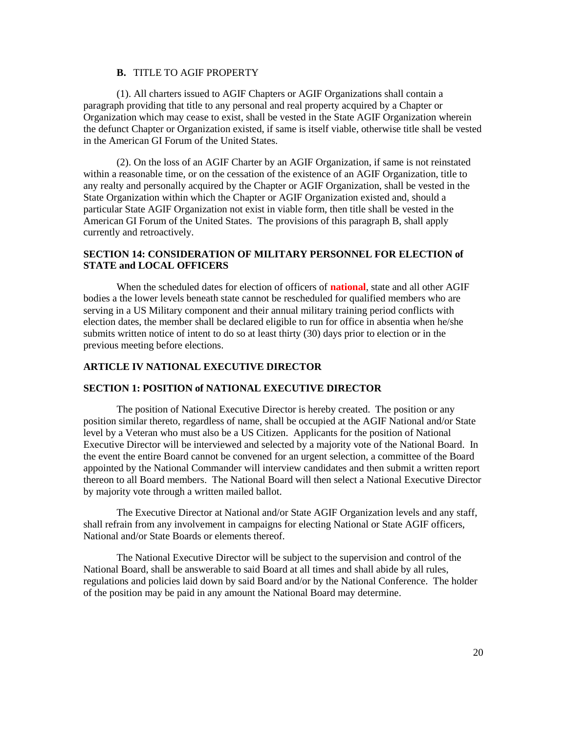**B.** TITLE TO AGIF PROPERTY

(1). All charters issued to AGIF Chapters or AGIF Organizations shall contain a paragraph providing that title to any personal and real property acquired by a Chapter or Organization which may cease to exist, shall be vested in the State AGIF Organization wherein the defunct Chapter or Organization existed, if same is itself viable, otherwise title shall be vested in the American GI Forum of the United States.

(2). On the loss of an AGIF Charter by an AGIF Organization, if same is not reinstated within a reasonable time, or on the cessation of the existence of an AGIF Organization, title to any realty and personally acquired by the Chapter or AGIF Organization, shall be vested in the State Organization within which the Chapter or AGIF Organization existed and, should a particular State AGIF Organization not exist in viable form, then title shall be vested in the American GI Forum of the United States. The provisions of this paragraph B, shall apply currently and retroactively.

### SECTION 14: CONSIDERATION OF MILITARY PERSONNEL FOR ELECTION of STATE and LOCAL OFFICERS

When the scheduled dates for election of officers of **national**, state and all other AGIF bodies a the lower levels beneath state cannot be rescheduled for qualified members who are serving in a US Military component and their annual military training period conflicts with election dates, the member shall be declared eligible to run for office in absentia when he/she submits written notice of intent to do so at least thirty (30) days prior to election or in the previous meeting before elections.

## ARTICLE IV NATIONAL EXECUTIVE DIRECTOR

### SECTION 1: POSITION of NATIONAL EXECUTIVE DIRECTOR

The position of National Executive Director is hereby created. The position or any position similar thereto, regardless of name, shall be occupied at the AGIF National and/or State level by a Veteran who must also be a US Citizen. Applicants for the position of National Executive Director will be interviewed and selected by a majority vote of the National Board. In the event the entire Board cannot be convened for an urgent selection, a committee of the Board appointed by the National Commander will interview candidates and then submit a written report thereon to all Board members. The National Board will then select a National Executive Director by majority vote through a written mailed ballot.

The Executive Director at National and/or State AGIF Organization levels and any staff, shall refrain from any involvement in campaigns for electing National or State AGIF officers, National and/or State Boards or elements thereof.

The National Executive Director will be subject to the supervision and control of the National Board, shall be answerable to said Board at all times and shall abide by all rules, regulations and policies laid down by said Board and/or by the National Conference. The holder of the position may be paid in any amount the National Board may determine.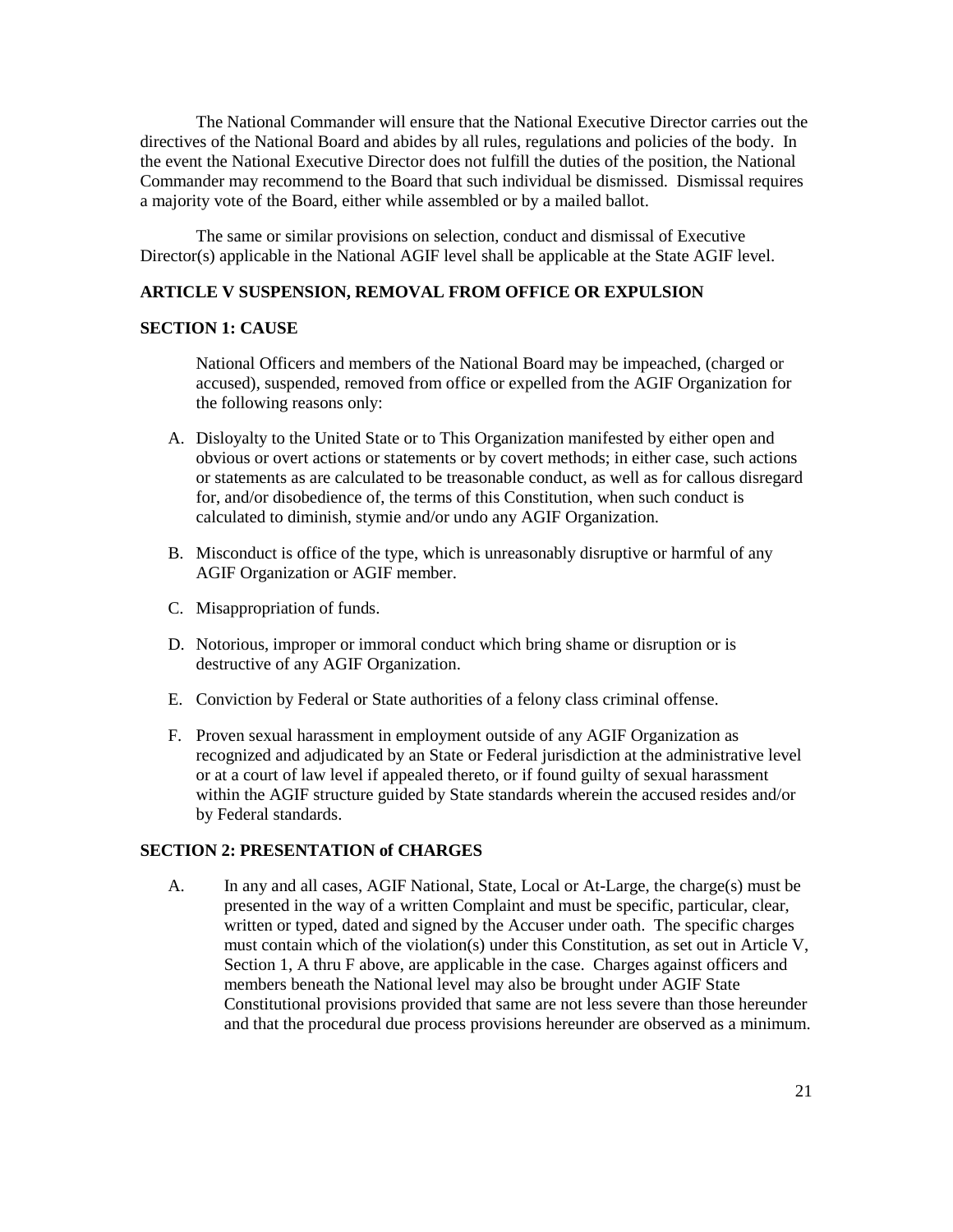The National Commander will ensure that the National Executive Director carries out the directives of the National Board and abides by all rules, regulations and policies of the body. In the event the National Executive Director does not fulfill the duties of the position, the National Commander may recommend to the Board that such individual be dismissed. Dismissal requires a majority vote of the Board, either while assembled or by a mailed ballot.

The same or similar provisions on selection, conduct and dismissal of Executive Director(s) applicable in the National AGIF level shall be applicable at the State AGIF level.

## ARTICLE V SUSPENSION, REMOVAL FROM OFFICE OR EXPULSION

### SECTION 1: CAUSE

National Officers and members of the National Board may be impeached, (charged or accused), suspended, removed from office or expelled from the AGIF Organization for the following reasons only:

A. Disloyalty to the United State or to This Organization manifested by either open and obvious or overt actions or statements or by covert methods; in either case, such actions or statements as are calculated to be treasonable conduct, as well as for callous disregard for, and/or disobedience of, the terms of this Constitution, when such conduct is calculated to diminish, stymie and/or undo any AGIF Organization.

B. Misconduct is office of the type, which is unreasonably disruptive or harmful of any AGIF Organization or AGIF member.

C. Misappropriation of funds.

D. Notorious, improper or immoral conduct which bring shame or disruption or is destructive of any AGIF Organization.

E. Conviction by Federal or State authorities of a felony class criminal offense.

F. Proven sexual harassment in employment outside of any AGIF Organization as recognized and adjudicated by an State or Federal jurisdiction at the administrative level or at a court of law level if appealed thereto, or if found guilty of sexual harassment within the AGIF structure guided by State standards wherein the accused resides and/or by Federal standards.

### SECTION 2: PRESENTATION of CHARGES

A. In any and all cases, AGIF National, State, Local or At-Large, the charge(s) must be presented in the way of a written Complaint and must be specific, particular, clear, written or typed, dated and signed by the Accuser under oath. The specific charges must contain which of the violation(s) under this Constitution, as set out in Article V, Section 1, A thru F above, are applicable in the case. Charges against officers and members beneath the National level may also be brought under AGIF State Constitutional provisions provided that same are not less severe than those hereunder and that the procedural due process provisions hereunder are observed as a minimum.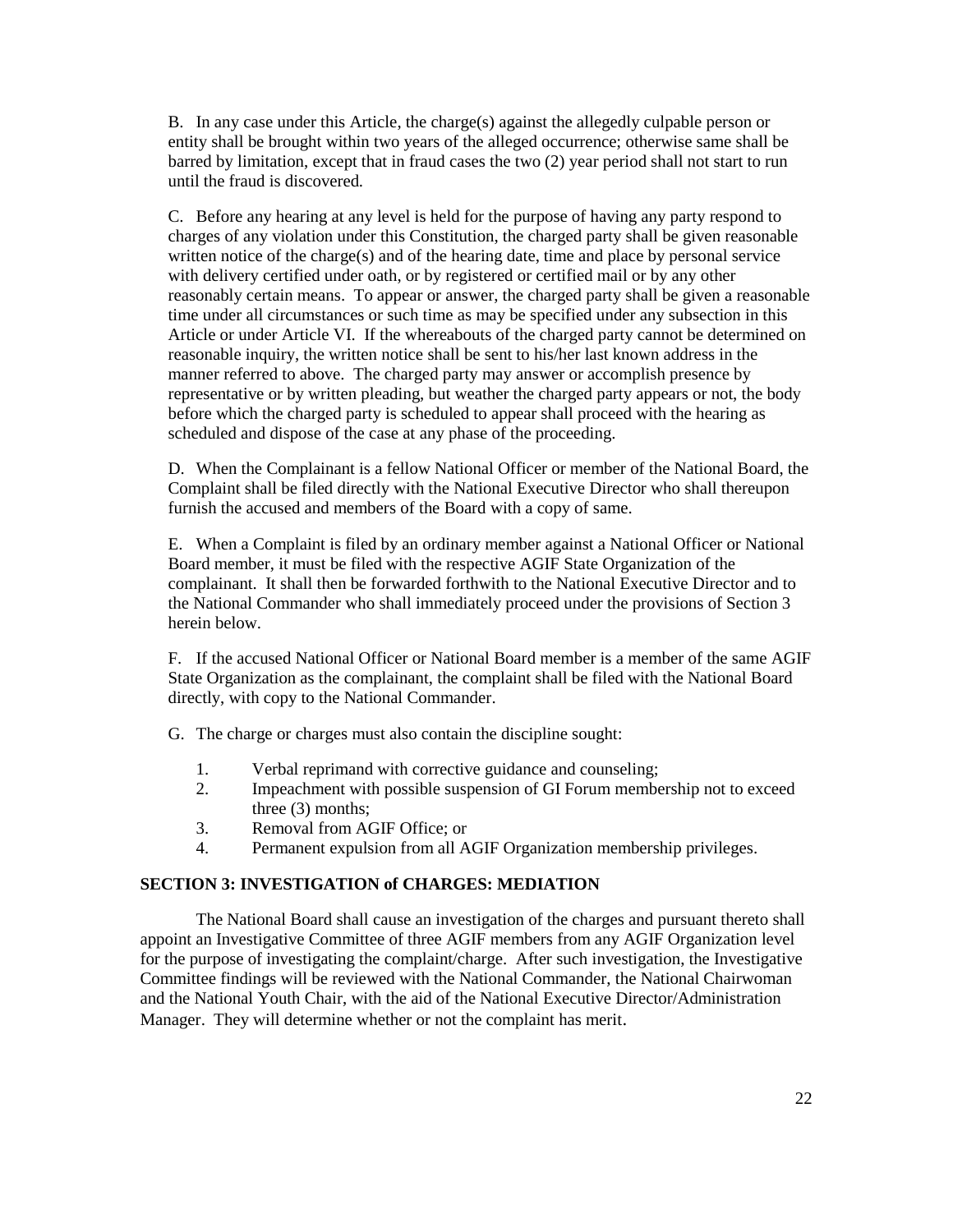B. In any case under this Article, the charge(s) against the allegedly culpable person or entity shall be brought within two years of the alleged occurrence; otherwise same shall be barred by limitation, except that in fraud cases the two (2) year period shall not start to run until the fraud is discovered.

C. Before any hearing at any level is held for the purpose of having any party respond to charges of any violation under this Constitution, the charged party shall be given reasonable written notice of the charge(s) and of the hearing date, time and place by personal service with delivery certified under oath, or by registered or certified mail or by any other reasonably certain means. To appear or answer, the charged party shall be given a reasonable time under all circumstances or such time as may be specified under any subsection in this Article or under Article VI. If the whereabouts of the charged party cannot be determined on reasonable inquiry, the written notice shall be sent to his/her last known address in the manner referred to above. The charged party may answer or accomplish presence by representative or by written pleading, but weather the charged party appears or not, the body before which the charged party is scheduled to appear shall proceed with the hearing as scheduled and dispose of the case at any phase of the proceeding.

D. When the Complainant is a fellow National Officer or member of the National Board, the Complaint shall be filed directly with the National Executive Director who shall thereupon furnish the accused and members of the Board with a copy of same.

E. When a Complaint is filed by an ordinary member against a National Officer or National Board member, it must be filed with the respective AGIF State Organization of the complainant. It shall then be forwarded forthwith to the National Executive Director and to the National Commander who shall immediately proceed under the provisions of Section 3 herein below.

F. If the accused National Officer or National Board member is a member of the same AGIF State Organization as the complainant, the complaint shall be filed with the National Board directly, with copy to the National Commander.

G. The charge or charges must also contain the discipline sought:

1. Verbal reprimand with corrective guidance and counseling;
2. Impeachment with possible suspension of GI Forum membership not to exceed three (3) months;
3. Removal from AGIF Office; or
4. Permanent expulsion from all AGIF Organization membership privileges.

### SECTION 3: INVESTIGATION of CHARGES: MEDIATION

The National Board shall cause an investigation of the charges and pursuant thereto shall appoint an Investigative Committee of three AGIF members from any AGIF Organization level for the purpose of investigating the complaint/charge. After such investigation, the Investigative Committee findings will be reviewed with the National Commander, the National Chairwoman and the National Youth Chair, with the aid of the National Executive Director/Administration Manager. They will determine whether or not the complaint has merit.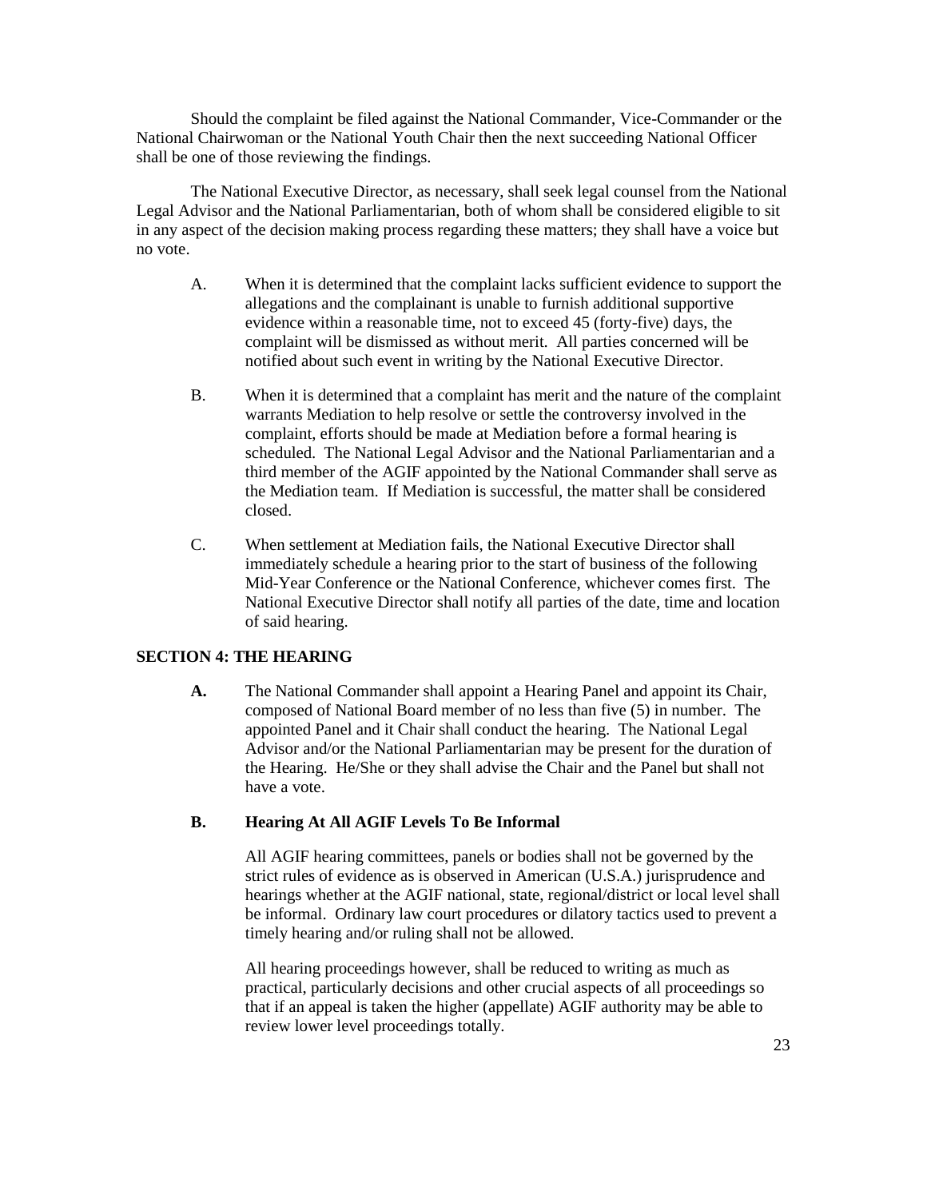Should the complaint be filed against the National Commander, Vice-Commander or the National Chairwoman or the National Youth Chair then the next succeeding National Officer shall be one of those reviewing the findings.

The National Executive Director, as necessary, shall seek legal counsel from the National Legal Advisor and the National Parliamentarian, both of whom shall be considered eligible to sit in any aspect of the decision making process regarding these matters; they shall have a voice but no vote.

A. When it is determined that the complaint lacks sufficient evidence to support the allegations and the complainant is unable to furnish additional supportive evidence within a reasonable time, not to exceed 45 (forty-five) days, the complaint will be dismissed as without merit. All parties concerned will be notified about such event in writing by the National Executive Director.

B. When it is determined that a complaint has merit and the nature of the complaint warrants Mediation to help resolve or settle the controversy involved in the complaint, efforts should be made at Mediation before a formal hearing is scheduled. The National Legal Advisor and the National Parliamentarian and a third member of the AGIF appointed by the National Commander shall serve as the Mediation team. If Mediation is successful, the matter shall be considered closed.

C. When settlement at Mediation fails, the National Executive Director shall immediately schedule a hearing prior to the start of business of the following Mid-Year Conference or the National Conference, whichever comes first. The National Executive Director shall notify all parties of the date, time and location of said hearing.

### SECTION 4: THE HEARING

**A.** The National Commander shall appoint a Hearing Panel and appoint its Chair, composed of National Board member of no less than five (5) in number. The appointed Panel and it Chair shall conduct the hearing. The National Legal Advisor and/or the National Parliamentarian may be present for the duration of the Hearing. He/She or they shall advise the Chair and the Panel but shall not have a vote.

**B. Hearing At All AGIF Levels To Be Informal**

All AGIF hearing committees, panels or bodies shall not be governed by the strict rules of evidence as is observed in American (U.S.A.) jurisprudence and hearings whether at the AGIF national, state, regional/district or local level shall be informal. Ordinary law court procedures or dilatory tactics used to prevent a timely hearing and/or ruling shall not be allowed.

All hearing proceedings however, shall be reduced to writing as much as practical, particularly decisions and other crucial aspects of all proceedings so that if an appeal is taken the higher (appellate) AGIF authority may be able to review lower level proceedings totally.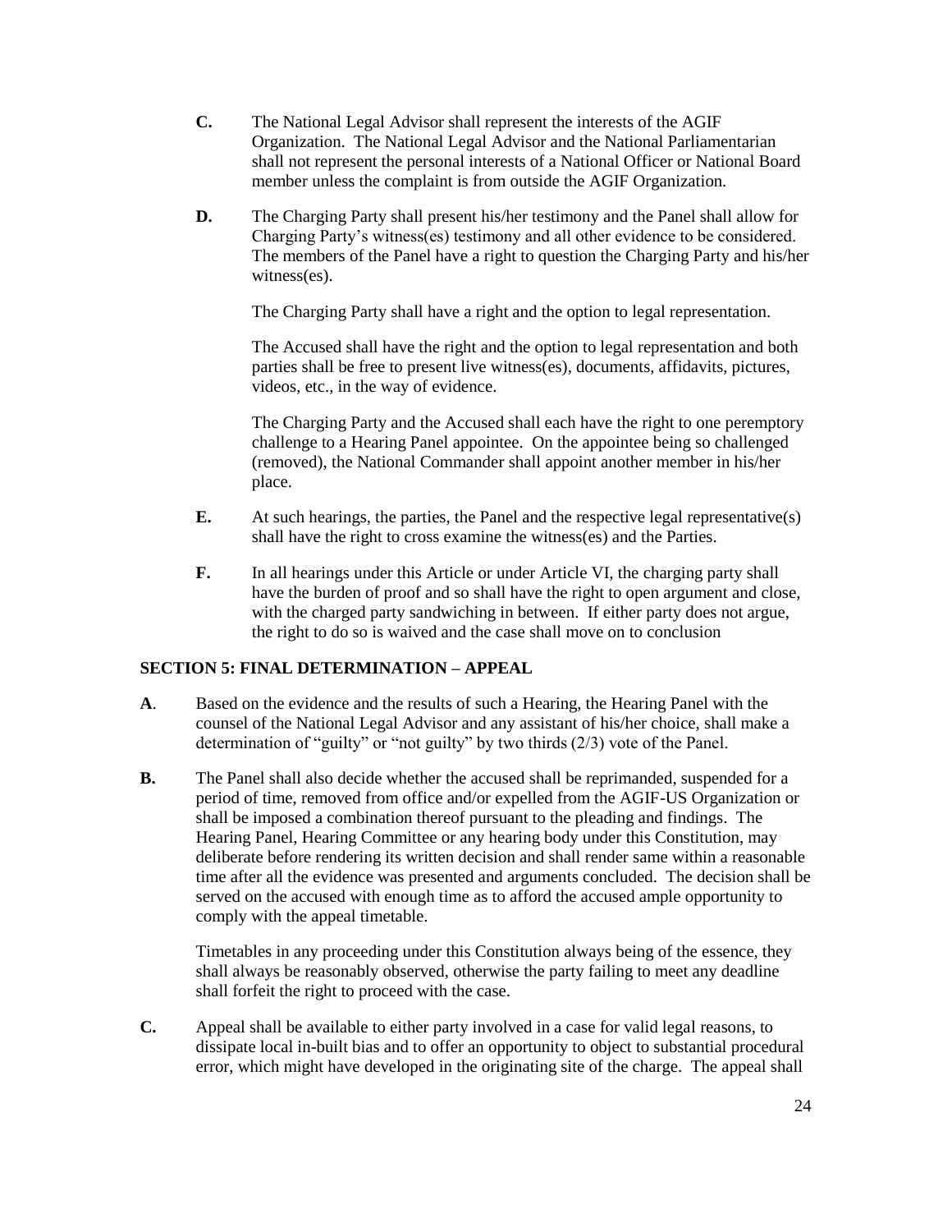**C.** The National Legal Advisor shall represent the interests of the AGIF Organization. The National Legal Advisor and the National Parliamentarian shall not represent the personal interests of a National Officer or National Board member unless the complaint is from outside the AGIF Organization.

**D.** The Charging Party shall present his/her testimony and the Panel shall allow for Charging Party's witness(es) testimony and all other evidence to be considered. The members of the Panel have a right to question the Charging Party and his/her witness(es).

The Charging Party shall have a right and the option to legal representation.

The Accused shall have the right and the option to legal representation and both parties shall be free to present live witness(es), documents, affidavits, pictures, videos, etc., in the way of evidence.

The Charging Party and the Accused shall each have the right to one peremptory challenge to a Hearing Panel appointee. On the appointee being so challenged (removed), the National Commander shall appoint another member in his/her place.

**E.** At such hearings, the parties, the Panel and the respective legal representative(s) shall have the right to cross examine the witness(es) and the Parties.

**F.** In all hearings under this Article or under Article VI, the charging party shall have the burden of proof and so shall have the right to open argument and close, with the charged party sandwiching in between. If either party does not argue, the right to do so is waived and the case shall move on to conclusion

**SECTION 5: FINAL DETERMINATION – APPEAL**

**A**. Based on the evidence and the results of such a Hearing, the Hearing Panel with the counsel of the National Legal Advisor and any assistant of his/her choice, shall make a determination of "guilty" or "not guilty" by two thirds (2/3) vote of the Panel.

**B.** The Panel shall also decide whether the accused shall be reprimanded, suspended for a period of time, removed from office and/or expelled from the AGIF-US Organization or shall be imposed a combination thereof pursuant to the pleading and findings. The Hearing Panel, Hearing Committee or any hearing body under this Constitution, may deliberate before rendering its written decision and shall render same within a reasonable time after all the evidence was presented and arguments concluded. The decision shall be served on the accused with enough time as to afford the accused ample opportunity to comply with the appeal timetable.

Timetables in any proceeding under this Constitution always being of the essence, they shall always be reasonably observed, otherwise the party failing to meet any deadline shall forfeit the right to proceed with the case.

**C.** Appeal shall be available to either party involved in a case for valid legal reasons, to dissipate local in-built bias and to offer an opportunity to object to substantial procedural error, which might have developed in the originating site of the charge. The appeal shall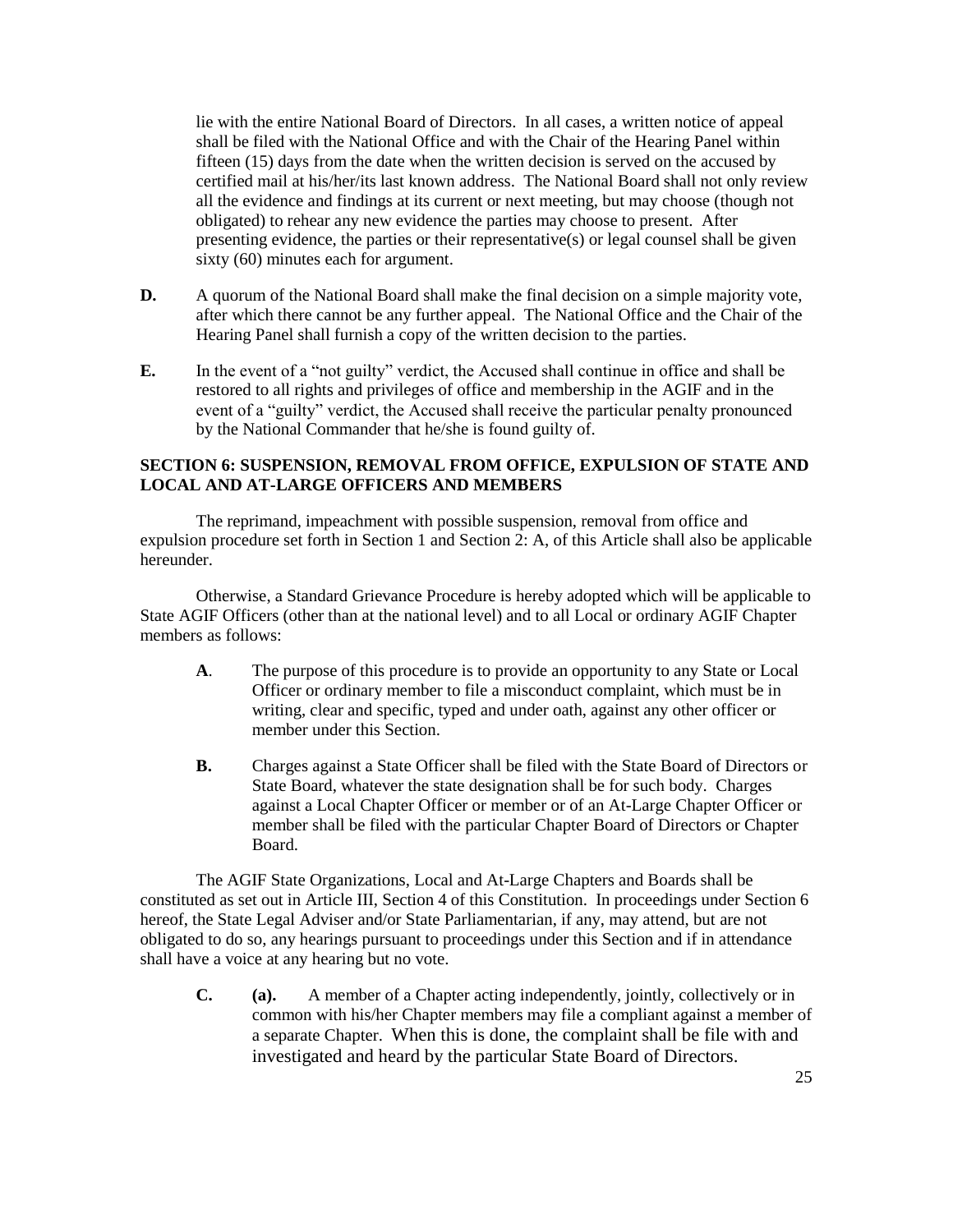lie with the entire National Board of Directors. In all cases, a written notice of appeal shall be filed with the National Office and with the Chair of the Hearing Panel within fifteen (15) days from the date when the written decision is served on the accused by certified mail at his/her/its last known address. The National Board shall not only review all the evidence and findings at its current or next meeting, but may choose (though not obligated) to rehear any new evidence the parties may choose to present. After presenting evidence, the parties or their representative(s) or legal counsel shall be given sixty (60) minutes each for argument.

**D.** A quorum of the National Board shall make the final decision on a simple majority vote, after which there cannot be any further appeal. The National Office and the Chair of the Hearing Panel shall furnish a copy of the written decision to the parties.

**E.** In the event of a "not guilty" verdict, the Accused shall continue in office and shall be restored to all rights and privileges of office and membership in the AGIF and in the event of a "guilty" verdict, the Accused shall receive the particular penalty pronounced by the National Commander that he/she is found guilty of.

**SECTION 6: SUSPENSION, REMOVAL FROM OFFICE, EXPULSION OF STATE AND LOCAL AND AT-LARGE OFFICERS AND MEMBERS**

The reprimand, impeachment with possible suspension, removal from office and expulsion procedure set forth in Section 1 and Section 2: A, of this Article shall also be applicable hereunder.

Otherwise, a Standard Grievance Procedure is hereby adopted which will be applicable to State AGIF Officers (other than at the national level) and to all Local or ordinary AGIF Chapter members as follows:

**A**. The purpose of this procedure is to provide an opportunity to any State or Local Officer or ordinary member to file a misconduct complaint, which must be in writing, clear and specific, typed and under oath, against any other officer or member under this Section.

**B.** Charges against a State Officer shall be filed with the State Board of Directors or State Board, whatever the state designation shall be for such body. Charges against a Local Chapter Officer or member or of an At-Large Chapter Officer or member shall be filed with the particular Chapter Board of Directors or Chapter Board.

The AGIF State Organizations, Local and At-Large Chapters and Boards shall be constituted as set out in Article III, Section 4 of this Constitution. In proceedings under Section 6 hereof, the State Legal Adviser and/or State Parliamentarian, if any, may attend, but are not obligated to do so, any hearings pursuant to proceedings under this Section and if in attendance shall have a voice at any hearing but no vote.

**C.** **(a).** A member of a Chapter acting independently, jointly, collectively or in common with his/her Chapter members may file a compliant against a member of a separate Chapter. When this is done, the complaint shall be file with and investigated and heard by the particular State Board of Directors.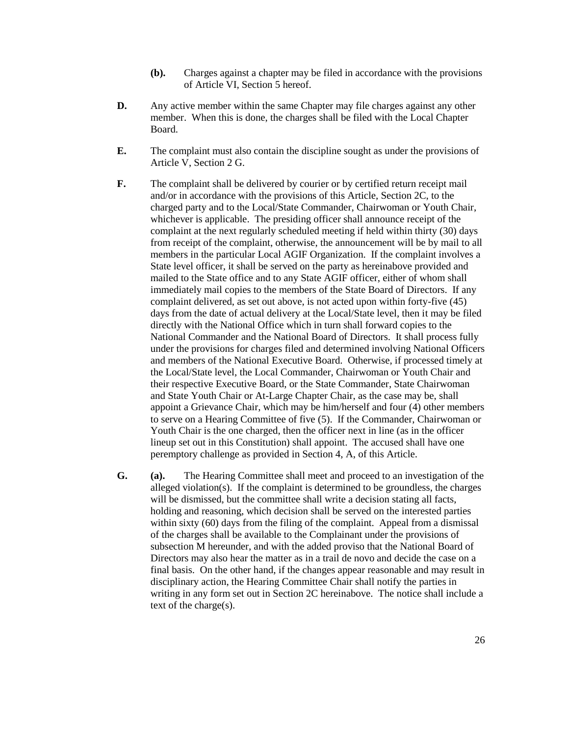**(b).** Charges against a chapter may be filed in accordance with the provisions of Article VI, Section 5 hereof.

**D.** Any active member within the same Chapter may file charges against any other member. When this is done, the charges shall be filed with the Local Chapter Board.

**E.** The complaint must also contain the discipline sought as under the provisions of Article V, Section 2 G.

**F.** The complaint shall be delivered by courier or by certified return receipt mail and/or in accordance with the provisions of this Article, Section 2C, to the charged party and to the Local/State Commander, Chairwoman or Youth Chair, whichever is applicable. The presiding officer shall announce receipt of the complaint at the next regularly scheduled meeting if held within thirty (30) days from receipt of the complaint, otherwise, the announcement will be by mail to all members in the particular Local AGIF Organization. If the complaint involves a State level officer, it shall be served on the party as hereinabove provided and mailed to the State office and to any State AGIF officer, either of whom shall immediately mail copies to the members of the State Board of Directors. If any complaint delivered, as set out above, is not acted upon within forty-five (45) days from the date of actual delivery at the Local/State level, then it may be filed directly with the National Office which in turn shall forward copies to the National Commander and the National Board of Directors. It shall process fully under the provisions for charges filed and determined involving National Officers and members of the National Executive Board. Otherwise, if processed timely at the Local/State level, the Local Commander, Chairwoman or Youth Chair and their respective Executive Board, or the State Commander, State Chairwoman and State Youth Chair or At-Large Chapter Chair, as the case may be, shall appoint a Grievance Chair, which may be him/herself and four (4) other members to serve on a Hearing Committee of five (5). If the Commander, Chairwoman or Youth Chair is the one charged, then the officer next in line (as in the officer lineup set out in this Constitution) shall appoint. The accused shall have one peremptory challenge as provided in Section 4, A, of this Article.

**G.** **(a).** The Hearing Committee shall meet and proceed to an investigation of the alleged violation(s). If the complaint is determined to be groundless, the charges will be dismissed, but the committee shall write a decision stating all facts, holding and reasoning, which decision shall be served on the interested parties within sixty (60) days from the filing of the complaint. Appeal from a dismissal of the charges shall be available to the Complainant under the provisions of subsection M hereunder, and with the added proviso that the National Board of Directors may also hear the matter as in a trail de novo and decide the case on a final basis. On the other hand, if the changes appear reasonable and may result in disciplinary action, the Hearing Committee Chair shall notify the parties in writing in any form set out in Section 2C hereinabove. The notice shall include a text of the charge(s).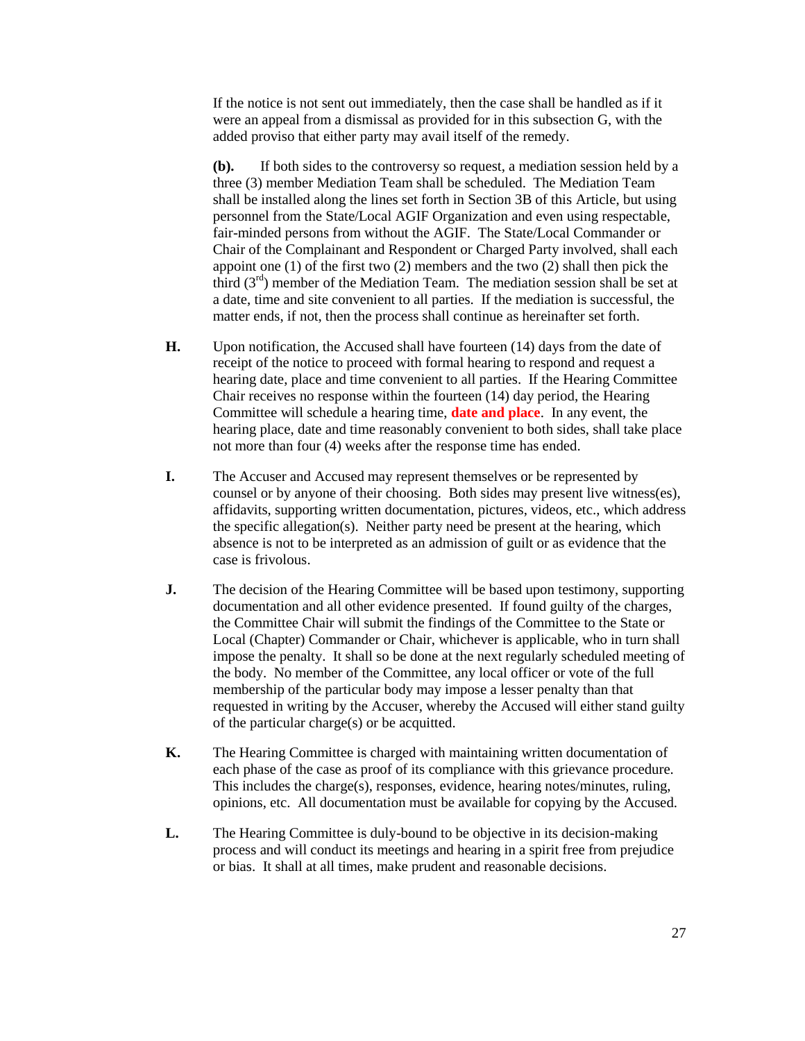If the notice is not sent out immediately, then the case shall be handled as if it were an appeal from a dismissal as provided for in this subsection G, with the added proviso that either party may avail itself of the remedy.

**(b).** If both sides to the controversy so request, a mediation session held by a three (3) member Mediation Team shall be scheduled. The Mediation Team shall be installed along the lines set forth in Section 3B of this Article, but using personnel from the State/Local AGIF Organization and even using respectable, fair-minded persons from without the AGIF. The State/Local Commander or Chair of the Complainant and Respondent or Charged Party involved, shall each appoint one (1) of the first two (2) members and the two (2) shall then pick the third (3rd) member of the Mediation Team. The mediation session shall be set at a date, time and site convenient to all parties. If the mediation is successful, the matter ends, if not, then the process shall continue as hereinafter set forth.

**H.** Upon notification, the Accused shall have fourteen (14) days from the date of receipt of the notice to proceed with formal hearing to respond and request a hearing date, place and time convenient to all parties. If the Hearing Committee Chair receives no response within the fourteen (14) day period, the Hearing Committee will schedule a hearing time, **date and place**. In any event, the hearing place, date and time reasonably convenient to both sides, shall take place not more than four (4) weeks after the response time has ended.

**I.** The Accuser and Accused may represent themselves or be represented by counsel or by anyone of their choosing. Both sides may present live witness(es), affidavits, supporting written documentation, pictures, videos, etc., which address the specific allegation(s). Neither party need be present at the hearing, which absence is not to be interpreted as an admission of guilt or as evidence that the case is frivolous.

**J.** The decision of the Hearing Committee will be based upon testimony, supporting documentation and all other evidence presented. If found guilty of the charges, the Committee Chair will submit the findings of the Committee to the State or Local (Chapter) Commander or Chair, whichever is applicable, who in turn shall impose the penalty. It shall so be done at the next regularly scheduled meeting of the body. No member of the Committee, any local officer or vote of the full membership of the particular body may impose a lesser penalty than that requested in writing by the Accuser, whereby the Accused will either stand guilty of the particular charge(s) or be acquitted.

**K.** The Hearing Committee is charged with maintaining written documentation of each phase of the case as proof of its compliance with this grievance procedure. This includes the charge(s), responses, evidence, hearing notes/minutes, ruling, opinions, etc. All documentation must be available for copying by the Accused.

**L.** The Hearing Committee is duly-bound to be objective in its decision-making process and will conduct its meetings and hearing in a spirit free from prejudice or bias. It shall at all times, make prudent and reasonable decisions.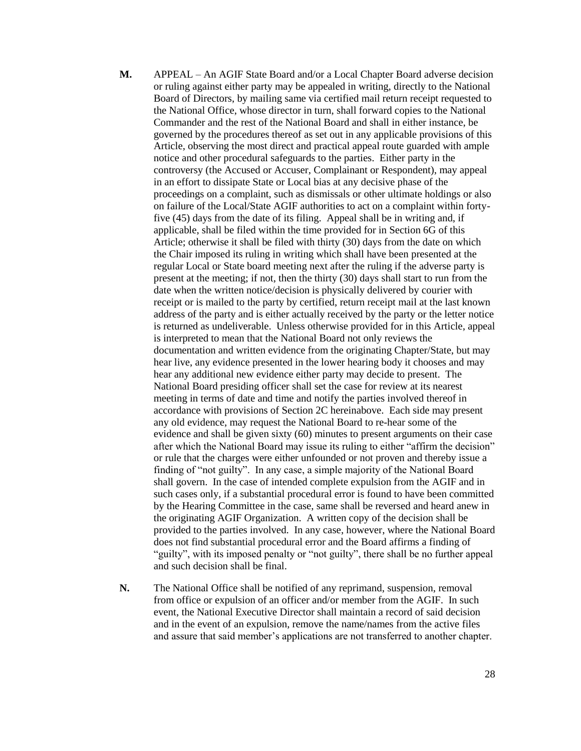**M.** APPEAL – An AGIF State Board and/or a Local Chapter Board adverse decision or ruling against either party may be appealed in writing, directly to the National Board of Directors, by mailing same via certified mail return receipt requested to the National Office, whose director in turn, shall forward copies to the National Commander and the rest of the National Board and shall in either instance, be governed by the procedures thereof as set out in any applicable provisions of this Article, observing the most direct and practical appeal route guarded with ample notice and other procedural safeguards to the parties. Either party in the controversy (the Accused or Accuser, Complainant or Respondent), may appeal in an effort to dissipate State or Local bias at any decisive phase of the proceedings on a complaint, such as dismissals or other ultimate holdings or also on failure of the Local/State AGIF authorities to act on a complaint within forty-five (45) days from the date of its filing. Appeal shall be in writing and, if applicable, shall be filed within the time provided for in Section 6G of this Article; otherwise it shall be filed with thirty (30) days from the date on which the Chair imposed its ruling in writing which shall have been presented at the regular Local or State board meeting next after the ruling if the adverse party is present at the meeting; if not, then the thirty (30) days shall start to run from the date when the written notice/decision is physically delivered by courier with receipt or is mailed to the party by certified, return receipt mail at the last known address of the party and is either actually received by the party or the letter notice is returned as undeliverable. Unless otherwise provided for in this Article, appeal is interpreted to mean that the National Board not only reviews the documentation and written evidence from the originating Chapter/State, but may hear live, any evidence presented in the lower hearing body it chooses and may hear any additional new evidence either party may decide to present. The National Board presiding officer shall set the case for review at its nearest meeting in terms of date and time and notify the parties involved thereof in accordance with provisions of Section 2C hereinabove. Each side may present any old evidence, may request the National Board to re-hear some of the evidence and shall be given sixty (60) minutes to present arguments on their case after which the National Board may issue its ruling to either "affirm the decision" or rule that the charges were either unfounded or not proven and thereby issue a finding of "not guilty". In any case, a simple majority of the National Board shall govern. In the case of intended complete expulsion from the AGIF and in such cases only, if a substantial procedural error is found to have been committed by the Hearing Committee in the case, same shall be reversed and heard anew in the originating AGIF Organization. A written copy of the decision shall be provided to the parties involved. In any case, however, where the National Board does not find substantial procedural error and the Board affirms a finding of "guilty", with its imposed penalty or "not guilty", there shall be no further appeal and such decision shall be final.

**N.** The National Office shall be notified of any reprimand, suspension, removal from office or expulsion of an officer and/or member from the AGIF. In such event, the National Executive Director shall maintain a record of said decision and in the event of an expulsion, remove the name/names from the active files and assure that said member's applications are not transferred to another chapter.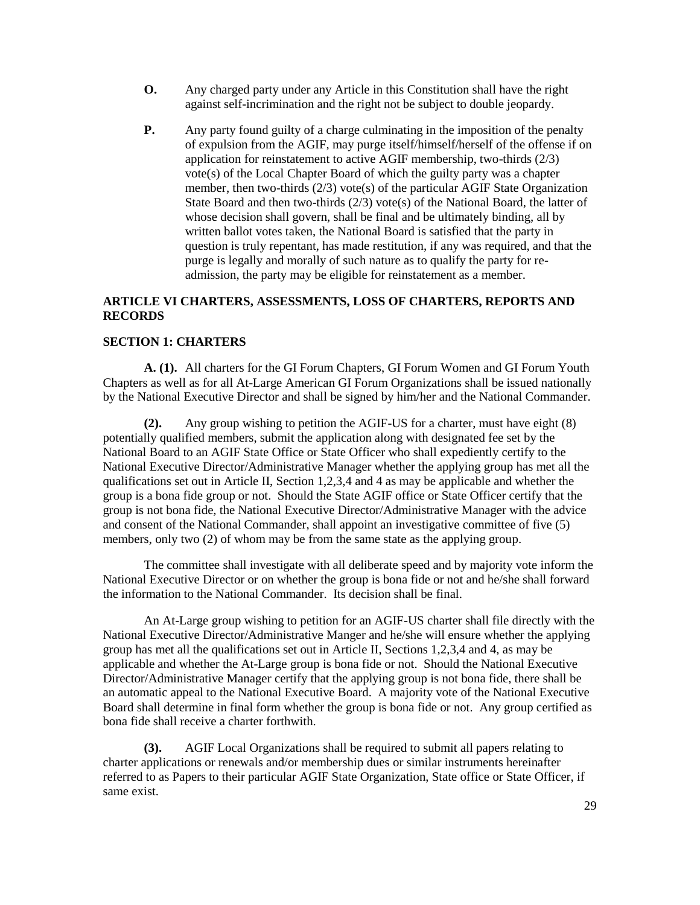**O.** Any charged party under any Article in this Constitution shall have the right against self-incrimination and the right not be subject to double jeopardy.

**P.** Any party found guilty of a charge culminating in the imposition of the penalty of expulsion from the AGIF, may purge itself/himself/herself of the offense if on application for reinstatement to active AGIF membership, two-thirds (2/3) vote(s) of the Local Chapter Board of which the guilty party was a chapter member, then two-thirds (2/3) vote(s) of the particular AGIF State Organization State Board and then two-thirds (2/3) vote(s) of the National Board, the latter of whose decision shall govern, shall be final and be ultimately binding, all by written ballot votes taken, the National Board is satisfied that the party in question is truly repentant, has made restitution, if any was required, and that the purge is legally and morally of such nature as to qualify the party for re-admission, the party may be eligible for reinstatement as a member.

## ARTICLE VI CHARTERS, ASSESSMENTS, LOSS OF CHARTERS, REPORTS AND RECORDS

### SECTION 1: CHARTERS

**A. (1).** All charters for the GI Forum Chapters, GI Forum Women and GI Forum Youth Chapters as well as for all At-Large American GI Forum Organizations shall be issued nationally by the National Executive Director and shall be signed by him/her and the National Commander.

**(2).** Any group wishing to petition the AGIF-US for a charter, must have eight (8) potentially qualified members, submit the application along with designated fee set by the National Board to an AGIF State Office or State Officer who shall expediently certify to the National Executive Director/Administrative Manager whether the applying group has met all the qualifications set out in Article II, Section 1,2,3,4 and 4 as may be applicable and whether the group is a bona fide group or not. Should the State AGIF office or State Officer certify that the group is not bona fide, the National Executive Director/Administrative Manager with the advice and consent of the National Commander, shall appoint an investigative committee of five (5) members, only two (2) of whom may be from the same state as the applying group.

The committee shall investigate with all deliberate speed and by majority vote inform the National Executive Director or on whether the group is bona fide or not and he/she shall forward the information to the National Commander. Its decision shall be final.

An At-Large group wishing to petition for an AGIF-US charter shall file directly with the National Executive Director/Administrative Manger and he/she will ensure whether the applying group has met all the qualifications set out in Article II, Sections 1,2,3,4 and 4, as may be applicable and whether the At-Large group is bona fide or not. Should the National Executive Director/Administrative Manager certify that the applying group is not bona fide, there shall be an automatic appeal to the National Executive Board. A majority vote of the National Executive Board shall determine in final form whether the group is bona fide or not. Any group certified as bona fide shall receive a charter forthwith.

**(3).** AGIF Local Organizations shall be required to submit all papers relating to charter applications or renewals and/or membership dues or similar instruments hereinafter referred to as Papers to their particular AGIF State Organization, State office or State Officer, if same exist.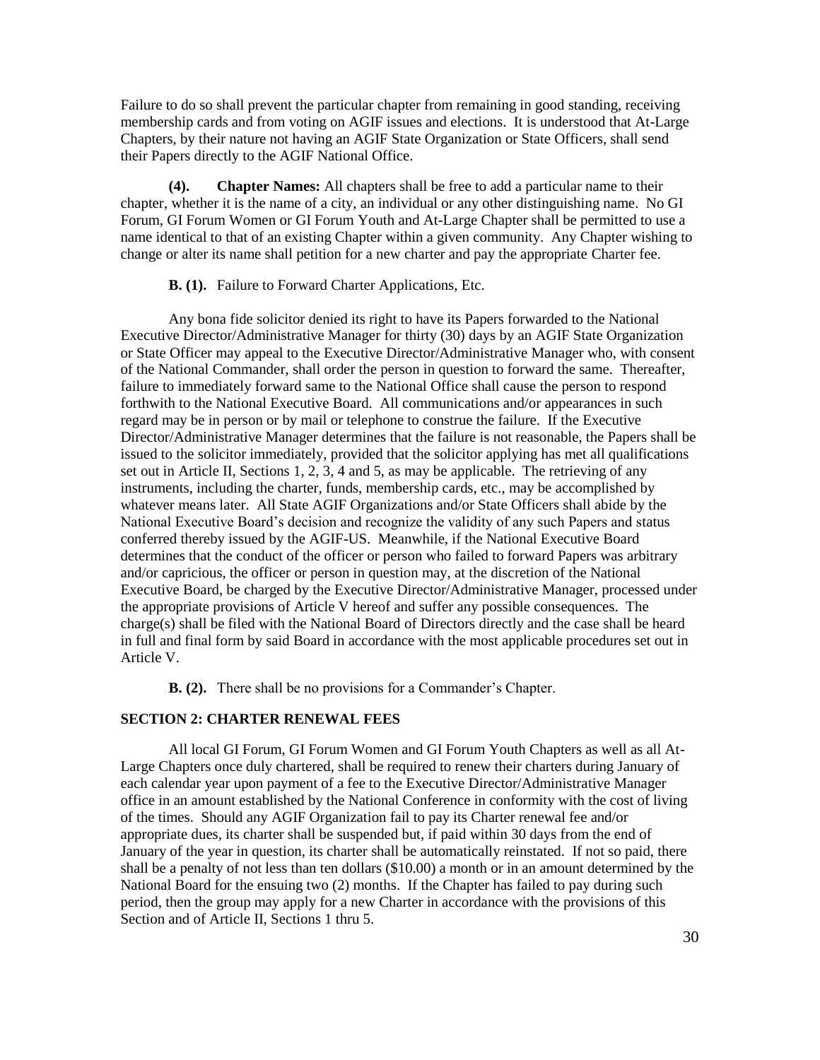Failure to do so shall prevent the particular chapter from remaining in good standing, receiving membership cards and from voting on AGIF issues and elections. It is understood that At-Large Chapters, by their nature not having an AGIF State Organization or State Officers, shall send their Papers directly to the AGIF National Office.

**(4). Chapter Names:** All chapters shall be free to add a particular name to their chapter, whether it is the name of a city, an individual or any other distinguishing name. No GI Forum, GI Forum Women or GI Forum Youth and At-Large Chapter shall be permitted to use a name identical to that of an existing Chapter within a given community. Any Chapter wishing to change or alter its name shall petition for a new charter and pay the appropriate Charter fee.

**B. (1).** Failure to Forward Charter Applications, Etc.

Any bona fide solicitor denied its right to have its Papers forwarded to the National Executive Director/Administrative Manager for thirty (30) days by an AGIF State Organization or State Officer may appeal to the Executive Director/Administrative Manager who, with consent of the National Commander, shall order the person in question to forward the same. Thereafter, failure to immediately forward same to the National Office shall cause the person to respond forthwith to the National Executive Board. All communications and/or appearances in such regard may be in person or by mail or telephone to construe the failure. If the Executive Director/Administrative Manager determines that the failure is not reasonable, the Papers shall be issued to the solicitor immediately, provided that the solicitor applying has met all qualifications set out in Article II, Sections 1, 2, 3, 4 and 5, as may be applicable. The retrieving of any instruments, including the charter, funds, membership cards, etc., may be accomplished by whatever means later. All State AGIF Organizations and/or State Officers shall abide by the National Executive Board's decision and recognize the validity of any such Papers and status conferred thereby issued by the AGIF-US. Meanwhile, if the National Executive Board determines that the conduct of the officer or person who failed to forward Papers was arbitrary and/or capricious, the officer or person in question may, at the discretion of the National Executive Board, be charged by the Executive Director/Administrative Manager, processed under the appropriate provisions of Article V hereof and suffer any possible consequences. The charge(s) shall be filed with the National Board of Directors directly and the case shall be heard in full and final form by said Board in accordance with the most applicable procedures set out in Article V.

**B. (2).** There shall be no provisions for a Commander's Chapter.

### SECTION 2: CHARTER RENEWAL FEES

All local GI Forum, GI Forum Women and GI Forum Youth Chapters as well as all At-Large Chapters once duly chartered, shall be required to renew their charters during January of each calendar year upon payment of a fee to the Executive Director/Administrative Manager office in an amount established by the National Conference in conformity with the cost of living of the times. Should any AGIF Organization fail to pay its Charter renewal fee and/or appropriate dues, its charter shall be suspended but, if paid within 30 days from the end of January of the year in question, its charter shall be automatically reinstated. If not so paid, there shall be a penalty of not less than ten dollars ($10.00) a month or in an amount determined by the National Board for the ensuing two (2) months. If the Chapter has failed to pay during such period, then the group may apply for a new Charter in accordance with the provisions of this Section and of Article II, Sections 1 thru 5.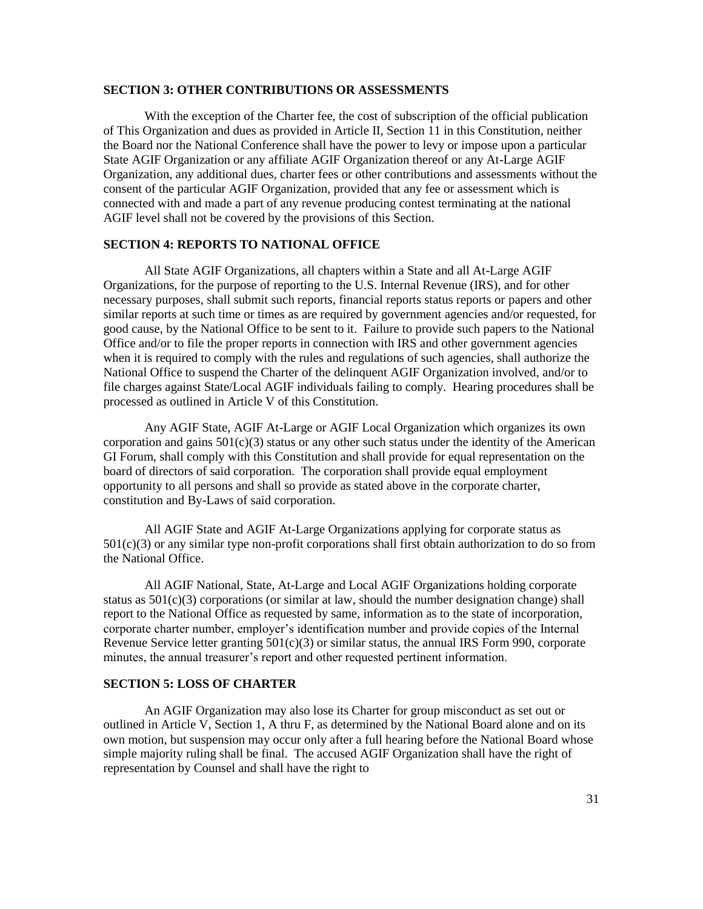### SECTION 3: OTHER CONTRIBUTIONS OR ASSESSMENTS

With the exception of the Charter fee, the cost of subscription of the official publication of This Organization and dues as provided in Article II, Section 11 in this Constitution, neither the Board nor the National Conference shall have the power to levy or impose upon a particular State AGIF Organization or any affiliate AGIF Organization thereof or any At-Large AGIF Organization, any additional dues, charter fees or other contributions and assessments without the consent of the particular AGIF Organization, provided that any fee or assessment which is connected with and made a part of any revenue producing contest terminating at the national AGIF level shall not be covered by the provisions of this Section.

### SECTION 4: REPORTS TO NATIONAL OFFICE

All State AGIF Organizations, all chapters within a State and all At-Large AGIF Organizations, for the purpose of reporting to the U.S. Internal Revenue (IRS), and for other necessary purposes, shall submit such reports, financial reports status reports or papers and other similar reports at such time or times as are required by government agencies and/or requested, for good cause, by the National Office to be sent to it. Failure to provide such papers to the National Office and/or to file the proper reports in connection with IRS and other government agencies when it is required to comply with the rules and regulations of such agencies, shall authorize the National Office to suspend the Charter of the delinquent AGIF Organization involved, and/or to file charges against State/Local AGIF individuals failing to comply. Hearing procedures shall be processed as outlined in Article V of this Constitution.

Any AGIF State, AGIF At-Large or AGIF Local Organization which organizes its own corporation and gains 501(c)(3) status or any other such status under the identity of the American GI Forum, shall comply with this Constitution and shall provide for equal representation on the board of directors of said corporation. The corporation shall provide equal employment opportunity to all persons and shall so provide as stated above in the corporate charter, constitution and By-Laws of said corporation.

All AGIF State and AGIF At-Large Organizations applying for corporate status as 501(c)(3) or any similar type non-profit corporations shall first obtain authorization to do so from the National Office.

All AGIF National, State, At-Large and Local AGIF Organizations holding corporate status as 501(c)(3) corporations (or similar at law, should the number designation change) shall report to the National Office as requested by same, information as to the state of incorporation, corporate charter number, employer's identification number and provide copies of the Internal Revenue Service letter granting 501(c)(3) or similar status, the annual IRS Form 990, corporate minutes, the annual treasurer's report and other requested pertinent information.

### SECTION 5: LOSS OF CHARTER

An AGIF Organization may also lose its Charter for group misconduct as set out or outlined in Article V, Section 1, A thru F, as determined by the National Board alone and on its own motion, but suspension may occur only after a full hearing before the National Board whose simple majority ruling shall be final. The accused AGIF Organization shall have the right of representation by Counsel and shall have the right to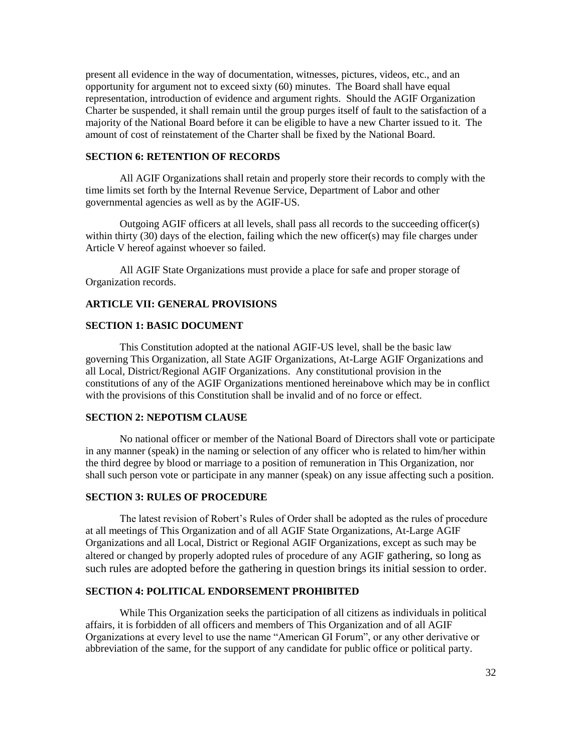present all evidence in the way of documentation, witnesses, pictures, videos, etc., and an opportunity for argument not to exceed sixty (60) minutes. The Board shall have equal representation, introduction of evidence and argument rights. Should the AGIF Organization Charter be suspended, it shall remain until the group purges itself of fault to the satisfaction of a majority of the National Board before it can be eligible to have a new Charter issued to it. The amount of cost of reinstatement of the Charter shall be fixed by the National Board.

### SECTION 6: RETENTION OF RECORDS

All AGIF Organizations shall retain and properly store their records to comply with the time limits set forth by the Internal Revenue Service, Department of Labor and other governmental agencies as well as by the AGIF-US.

Outgoing AGIF officers at all levels, shall pass all records to the succeeding officer(s) within thirty (30) days of the election, failing which the new officer(s) may file charges under Article V hereof against whoever so failed.

All AGIF State Organizations must provide a place for safe and proper storage of Organization records.

## ARTICLE VII: GENERAL PROVISIONS

### SECTION 1: BASIC DOCUMENT

This Constitution adopted at the national AGIF-US level, shall be the basic law governing This Organization, all State AGIF Organizations, At-Large AGIF Organizations and all Local, District/Regional AGIF Organizations. Any constitutional provision in the constitutions of any of the AGIF Organizations mentioned hereinabove which may be in conflict with the provisions of this Constitution shall be invalid and of no force or effect.

### SECTION 2: NEPOTISM CLAUSE

No national officer or member of the National Board of Directors shall vote or participate in any manner (speak) in the naming or selection of any officer who is related to him/her within the third degree by blood or marriage to a position of remuneration in This Organization, nor shall such person vote or participate in any manner (speak) on any issue affecting such a position.

### SECTION 3: RULES OF PROCEDURE

The latest revision of Robert's Rules of Order shall be adopted as the rules of procedure at all meetings of This Organization and of all AGIF State Organizations, At-Large AGIF Organizations and all Local, District or Regional AGIF Organizations, except as such may be altered or changed by properly adopted rules of procedure of any AGIF gathering, so long as such rules are adopted before the gathering in question brings its initial session to order.

### SECTION 4: POLITICAL ENDORSEMENT PROHIBITED

While This Organization seeks the participation of all citizens as individuals in political affairs, it is forbidden of all officers and members of This Organization and of all AGIF Organizations at every level to use the name "American GI Forum", or any other derivative or abbreviation of the same, for the support of any candidate for public office or political party.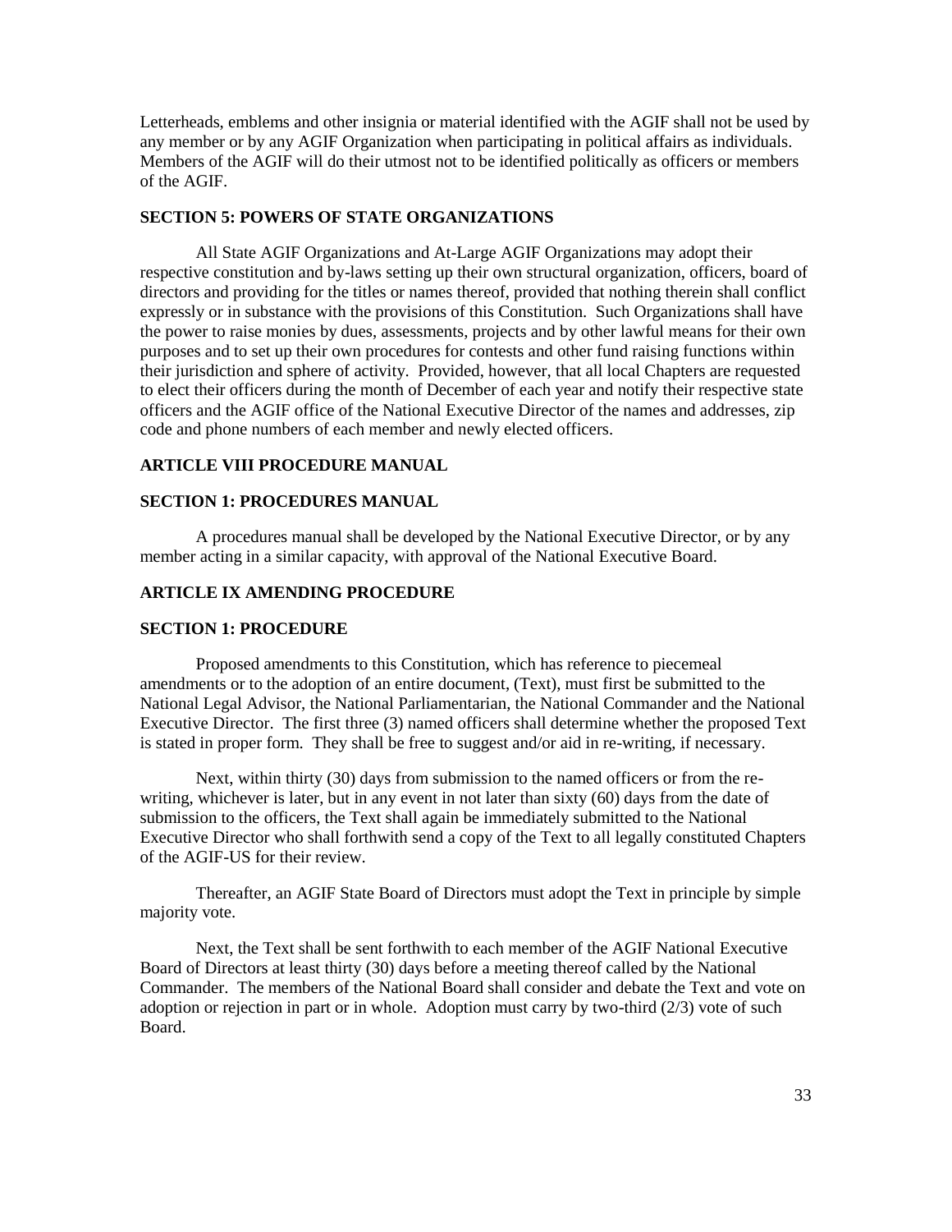Letterheads, emblems and other insignia or material identified with the AGIF shall not be used by any member or by any AGIF Organization when participating in political affairs as individuals. Members of the AGIF will do their utmost not to be identified politically as officers or members of the AGIF.

### SECTION 5: POWERS OF STATE ORGANIZATIONS

All State AGIF Organizations and At-Large AGIF Organizations may adopt their respective constitution and by-laws setting up their own structural organization, officers, board of directors and providing for the titles or names thereof, provided that nothing therein shall conflict expressly or in substance with the provisions of this Constitution. Such Organizations shall have the power to raise monies by dues, assessments, projects and by other lawful means for their own purposes and to set up their own procedures for contests and other fund raising functions within their jurisdiction and sphere of activity. Provided, however, that all local Chapters are requested to elect their officers during the month of December of each year and notify their respective state officers and the AGIF office of the National Executive Director of the names and addresses, zip code and phone numbers of each member and newly elected officers.

## ARTICLE VIII PROCEDURE MANUAL

### SECTION 1: PROCEDURES MANUAL

A procedures manual shall be developed by the National Executive Director, or by any member acting in a similar capacity, with approval of the National Executive Board.

## ARTICLE IX AMENDING PROCEDURE

### SECTION 1: PROCEDURE

Proposed amendments to this Constitution, which has reference to piecemeal amendments or to the adoption of an entire document, (Text), must first be submitted to the National Legal Advisor, the National Parliamentarian, the National Commander and the National Executive Director. The first three (3) named officers shall determine whether the proposed Text is stated in proper form. They shall be free to suggest and/or aid in re-writing, if necessary.

Next, within thirty (30) days from submission to the named officers or from the re-writing, whichever is later, but in any event in not later than sixty (60) days from the date of submission to the officers, the Text shall again be immediately submitted to the National Executive Director who shall forthwith send a copy of the Text to all legally constituted Chapters of the AGIF-US for their review.

Thereafter, an AGIF State Board of Directors must adopt the Text in principle by simple majority vote.

Next, the Text shall be sent forthwith to each member of the AGIF National Executive Board of Directors at least thirty (30) days before a meeting thereof called by the National Commander. The members of the National Board shall consider and debate the Text and vote on adoption or rejection in part or in whole. Adoption must carry by two-third (2/3) vote of such Board.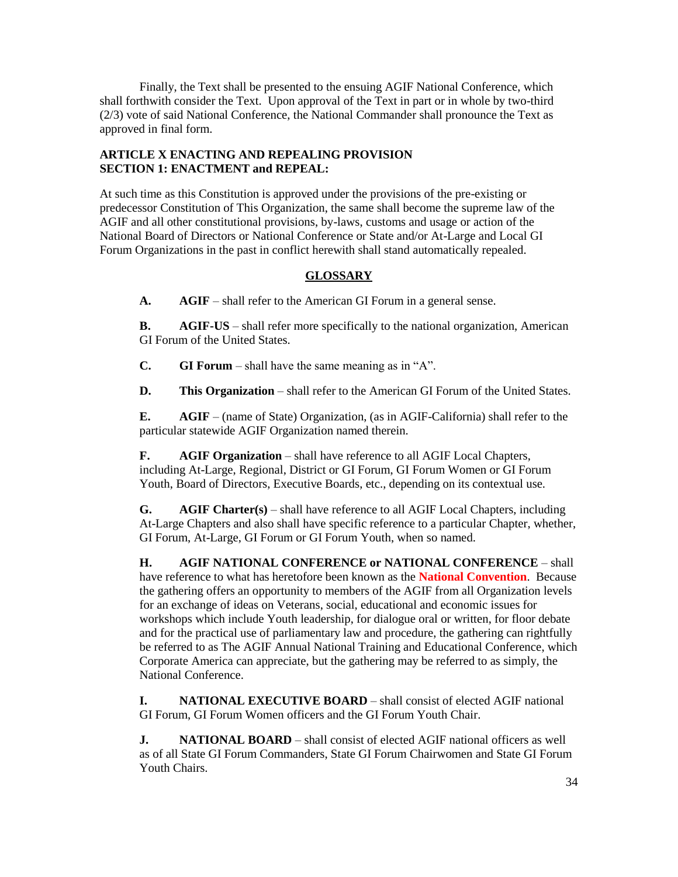Finally, the Text shall be presented to the ensuing AGIF National Conference, which shall forthwith consider the Text. Upon approval of the Text in part or in whole by two-third (2/3) vote of said National Conference, the National Commander shall pronounce the Text as approved in final form.

**ARTICLE X ENACTING AND REPEALING PROVISION**
**SECTION 1: ENACTMENT and REPEAL:**

At such time as this Constitution is approved under the provisions of the pre-existing or predecessor Constitution of This Organization, the same shall become the supreme law of the AGIF and all other constitutional provisions, by-laws, customs and usage or action of the National Board of Directors or National Conference or State and/or At-Large and Local GI Forum Organizations in the past in conflict herewith shall stand automatically repealed.

## GLOSSARY

**A.** **AGIF** – shall refer to the American GI Forum in a general sense.

**B.** **AGIF-US** – shall refer more specifically to the national organization, American GI Forum of the United States.

**C.** **GI Forum** – shall have the same meaning as in "A".

**D.** **This Organization** – shall refer to the American GI Forum of the United States.

**E.** **AGIF** – (name of State) Organization, (as in AGIF-California) shall refer to the particular statewide AGIF Organization named therein.

**F.** **AGIF Organization** – shall have reference to all AGIF Local Chapters, including At-Large, Regional, District or GI Forum, GI Forum Women or GI Forum Youth, Board of Directors, Executive Boards, etc., depending on its contextual use.

**G.** **AGIF Charter(s)** – shall have reference to all AGIF Local Chapters, including At-Large Chapters and also shall have specific reference to a particular Chapter, whether, GI Forum, At-Large, GI Forum or GI Forum Youth, when so named.

**H.** **AGIF NATIONAL CONFERENCE or NATIONAL CONFERENCE** – shall have reference to what has heretofore been known as the **National Convention**. Because the gathering offers an opportunity to members of the AGIF from all Organization levels for an exchange of ideas on Veterans, social, educational and economic issues for workshops which include Youth leadership, for dialogue oral or written, for floor debate and for the practical use of parliamentary law and procedure, the gathering can rightfully be referred to as The AGIF Annual National Training and Educational Conference, which Corporate America can appreciate, but the gathering may be referred to as simply, the National Conference.

**I.** **NATIONAL EXECUTIVE BOARD** – shall consist of elected AGIF national GI Forum, GI Forum Women officers and the GI Forum Youth Chair.

**J.** **NATIONAL BOARD** – shall consist of elected AGIF national officers as well as of all State GI Forum Commanders, State GI Forum Chairwomen and State GI Forum Youth Chairs.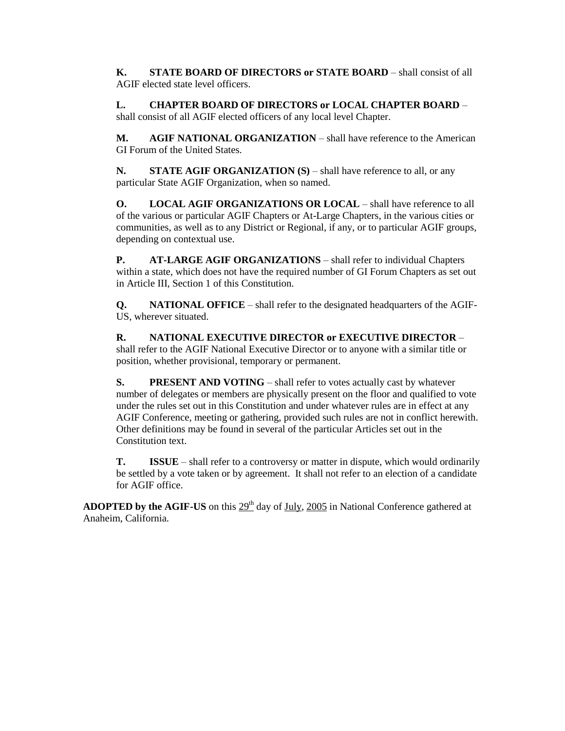**K.** **STATE BOARD OF DIRECTORS or STATE BOARD** – shall consist of all AGIF elected state level officers.

**L.** **CHAPTER BOARD OF DIRECTORS or LOCAL CHAPTER BOARD** – shall consist of all AGIF elected officers of any local level Chapter.

**M.** **AGIF NATIONAL ORGANIZATION** – shall have reference to the American GI Forum of the United States.

**N.** **STATE AGIF ORGANIZATION (S)** – shall have reference to all, or any particular State AGIF Organization, when so named.

**O.** **LOCAL AGIF ORGANIZATIONS OR LOCAL** – shall have reference to all of the various or particular AGIF Chapters or At-Large Chapters, in the various cities or communities, as well as to any District or Regional, if any, or to particular AGIF groups, depending on contextual use.

**P.** **AT-LARGE AGIF ORGANIZATIONS** – shall refer to individual Chapters within a state, which does not have the required number of GI Forum Chapters as set out in Article III, Section 1 of this Constitution.

**Q.** **NATIONAL OFFICE** – shall refer to the designated headquarters of the AGIF-US, wherever situated.

**R.** **NATIONAL EXECUTIVE DIRECTOR or EXECUTIVE DIRECTOR** – shall refer to the AGIF National Executive Director or to anyone with a similar title or position, whether provisional, temporary or permanent.

**S.** **PRESENT AND VOTING** – shall refer to votes actually cast by whatever number of delegates or members are physically present on the floor and qualified to vote under the rules set out in this Constitution and under whatever rules are in effect at any AGIF Conference, meeting or gathering, provided such rules are not in conflict herewith. Other definitions may be found in several of the particular Articles set out in the Constitution text.

**T.** **ISSUE** – shall refer to a controversy or matter in dispute, which would ordinarily be settled by a vote taken or by agreement. It shall not refer to an election of a candidate for AGIF office.

**ADOPTED by the AGIF-US** on this 29th day of July, 2005 in National Conference gathered at Anaheim, California.